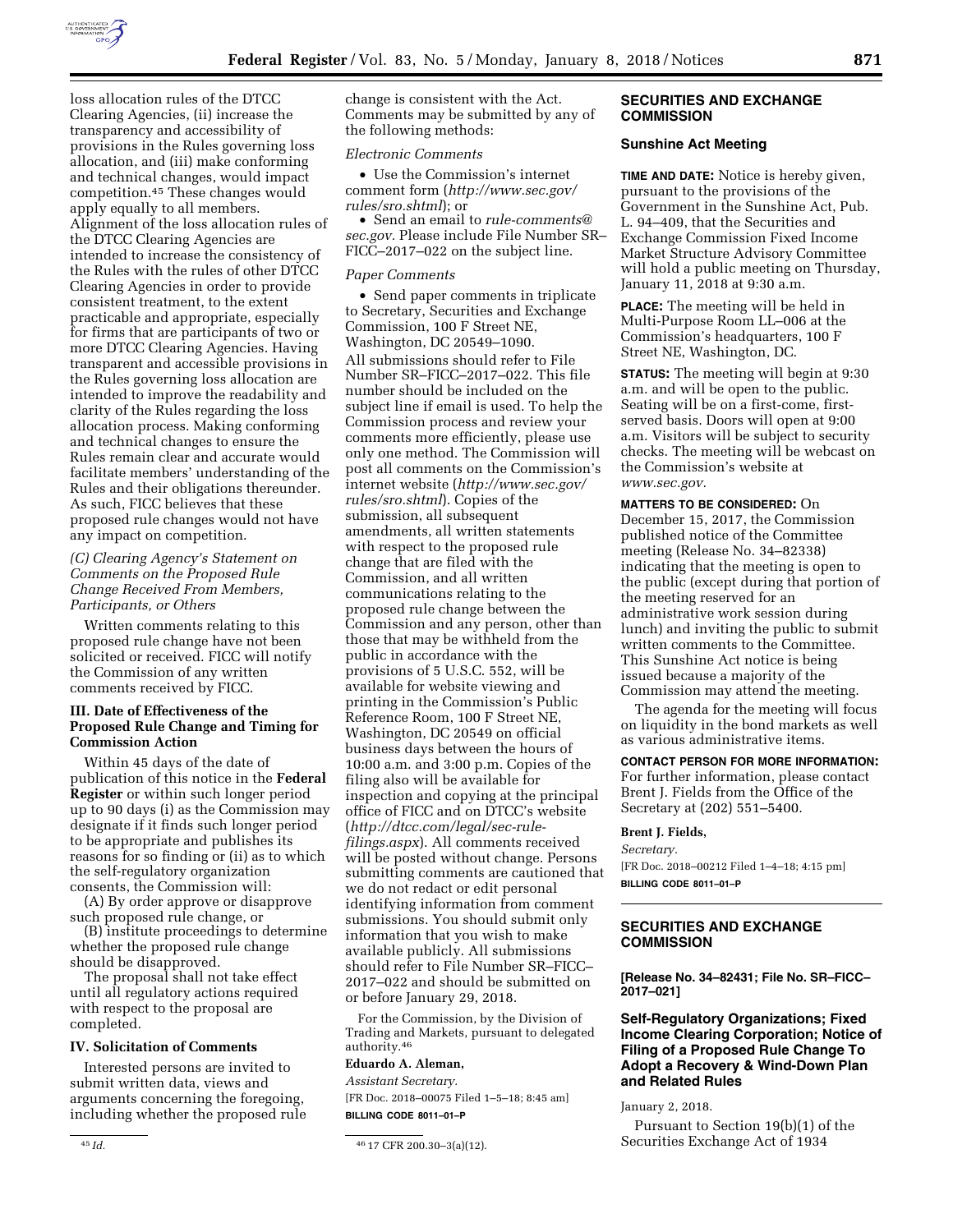loss allocation rules of the DTCC Clearing Agencies, (ii) increase the transparency and accessibility of provisions in the Rules governing loss allocation, and (iii) make conforming and technical changes, would impact competition.[45] These changes would apply equally to all members. Alignment of the loss allocation rules of the DTCC Clearing Agencies are intended to increase the consistency of the Rules with the rules of other DTCC Clearing Agencies in order to provide consistent treatment, to the extent practicable and appropriate, especially for firms that are participants of two or more DTCC Clearing Agencies. Having transparent and accessible provisions in the Rules governing loss allocation are intended to improve the readability and clarity of the Rules regarding the loss allocation process. Making conforming and technical changes to ensure the Rules remain clear and accurate would facilitate members' understanding of the Rules and their obligations thereunder. As such, FICC believes that these proposed rule changes would not have any impact on competition.

*(C) Clearing Agency's Statement on Comments on the Proposed Rule Change Received From Members, Participants, or Others*

Written comments relating to this proposed rule change have not been solicited or received. FICC will notify the Commission of any written comments received by FICC.

### III. Date of Effectiveness of the Proposed Rule Change and Timing for Commission Action

Within 45 days of the date of publication of this notice in the **Federal Register** or within such longer period up to 90 days (i) as the Commission may designate if it finds such longer period to be appropriate and publishes its reasons for so finding or (ii) as to which the self-regulatory organization consents, the Commission will:

(A) By order approve or disapprove such proposed rule change, or

(B) institute proceedings to determine whether the proposed rule change should be disapproved.

The proposal shall not take effect until all regulatory actions required with respect to the proposal are completed.

### IV. Solicitation of Comments

Interested persons are invited to submit written data, views and arguments concerning the foregoing, including whether the proposed rule change is consistent with the Act. Comments may be submitted by any of the following methods:

*Electronic Comments*

- Use the Commission's internet comment form (*http://www.sec.gov/rules/sro.shtml*); or
- Send an email to *rule-comments@sec.gov.* Please include File Number SR–FICC–2017–022 on the subject line.

*Paper Comments*

- Send paper comments in triplicate to Secretary, Securities and Exchange Commission, 100 F Street NE, Washington, DC 20549–1090.

All submissions should refer to File Number SR–FICC–2017–022. This file number should be included on the subject line if email is used. To help the Commission process and review your comments more efficiently, please use only one method. The Commission will post all comments on the Commission's internet website (*http://www.sec.gov/rules/sro.shtml*). Copies of the submission, all subsequent amendments, all written statements with respect to the proposed rule change that are filed with the Commission, and all written communications relating to the proposed rule change between the Commission and any person, other than those that may be withheld from the public in accordance with the provisions of 5 U.S.C. 552, will be available for website viewing and printing in the Commission's Public Reference Room, 100 F Street NE, Washington, DC 20549 on official business days between the hours of 10:00 a.m. and 3:00 p.m. Copies of the filing also will be available for inspection and copying at the principal office of FICC and on DTCC's website (*http://dtcc.com/legal/sec-rule-filings.aspx*). All comments received will be posted without change. Persons submitting comments are cautioned that we do not redact or edit personal identifying information from comment submissions. You should submit only information that you wish to make available publicly. All submissions should refer to File Number SR–FICC–2017–022 and should be submitted on or before January 29, 2018.

For the Commission, by the Division of Trading and Markets, pursuant to delegated authority.[46]

**Eduardo A. Aleman,**

*Assistant Secretary.*

[FR Doc. 2018–00075 Filed 1–5–18; 8:45 am]

**BILLING CODE 8011–01–P**

[45] *Id.*

[46] 17 CFR 200.30–3(a)(12).

## SECURITIES AND EXCHANGE COMMISSION

### Sunshine Act Meeting

**TIME AND DATE:** Notice is hereby given, pursuant to the provisions of the Government in the Sunshine Act, Pub. L. 94–409, that the Securities and Exchange Commission Fixed Income Market Structure Advisory Committee will hold a public meeting on Thursday, January 11, 2018 at 9:30 a.m.

**PLACE:** The meeting will be held in Multi-Purpose Room LL–006 at the Commission's headquarters, 100 F Street NE, Washington, DC.

**STATUS:** The meeting will begin at 9:30 a.m. and will be open to the public. Seating will be on a first-come, first-served basis. Doors will open at 9:00 a.m. Visitors will be subject to security checks. The meeting will be webcast on the Commission's website at *www.sec.gov.*

**MATTERS TO BE CONSIDERED:** On December 15, 2017, the Commission published notice of the Committee meeting (Release No. 34–82338) indicating that the meeting is open to the public (except during that portion of the meeting reserved for an administrative work session during lunch) and inviting the public to submit written comments to the Committee. This Sunshine Act notice is being issued because a majority of the Commission may attend the meeting.

The agenda for the meeting will focus on liquidity in the bond markets as well as various administrative items.

**CONTACT PERSON FOR MORE INFORMATION:** For further information, please contact Brent J. Fields from the Office of the Secretary at (202) 551–5400.

**Brent J. Fields,**

*Secretary.*

[FR Doc. 2018–00212 Filed 1–4–18; 4:15 pm]

**BILLING CODE 8011–01–P**

## SECURITIES AND EXCHANGE COMMISSION

**[Release No. 34–82431; File No. SR–FICC–2017–021]**

### Self-Regulatory Organizations; Fixed Income Clearing Corporation; Notice of Filing of a Proposed Rule Change To Adopt a Recovery & Wind-Down Plan and Related Rules

January 2, 2018.

Pursuant to Section 19(b)(1) of the Securities Exchange Act of 1934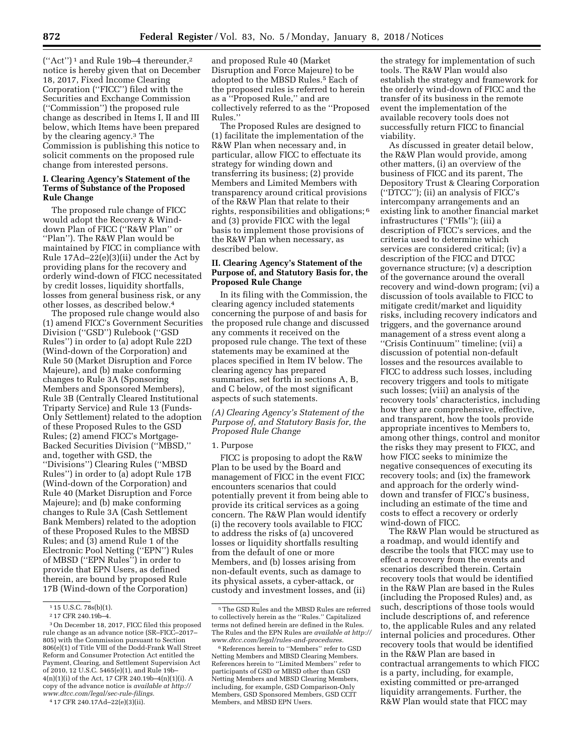(''Act'') [1] and Rule 19b–4 thereunder,[2] notice is hereby given that on December 18, 2017, Fixed Income Clearing Corporation (''FICC'') filed with the Securities and Exchange Commission (''Commission'') the proposed rule change as described in Items I, II and III below, which Items have been prepared by the clearing agency.[3] The Commission is publishing this notice to solicit comments on the proposed rule change from interested persons.

## I. Clearing Agency's Statement of the Terms of Substance of the Proposed Rule Change

The proposed rule change of FICC would adopt the Recovery & Wind-down Plan of FICC (''R&W Plan'' or ''Plan''). The R&W Plan would be maintained by FICC in compliance with Rule 17Ad–22(e)(3)(ii) under the Act by providing plans for the recovery and orderly wind-down of FICC necessitated by credit losses, liquidity shortfalls, losses from general business risk, or any other losses, as described below.[4]

The proposed rule change would also (1) amend FICC's Government Securities Division (''GSD'') Rulebook (''GSD Rules'') in order to (a) adopt Rule 22D (Wind-down of the Corporation) and Rule 50 (Market Disruption and Force Majeure), and (b) make conforming changes to Rule 3A (Sponsoring Members and Sponsored Members), Rule 3B (Centrally Cleared Institutional Triparty Service) and Rule 13 (Funds-Only Settlement) related to the adoption of these Proposed Rules to the GSD Rules; (2) amend FICC's Mortgage-Backed Securities Division (''MBSD,'' and, together with GSD, the ''Divisions'') Clearing Rules (''MBSD Rules'') in order to (a) adopt Rule 17B (Wind-down of the Corporation) and Rule 40 (Market Disruption and Force Majeure); and (b) make conforming changes to Rule 3A (Cash Settlement Bank Members) related to the adoption of these Proposed Rules to the MBSD Rules; and (3) amend Rule 1 of the Electronic Pool Netting (''EPN'') Rules of MBSD (''EPN Rules'') in order to provide that EPN Users, as defined therein, are bound by proposed Rule 17B (Wind-down of the Corporation) and proposed Rule 40 (Market Disruption and Force Majeure) to be adopted to the MBSD Rules.[5] Each of the proposed rules is referred to herein as a ''Proposed Rule,'' and are collectively referred to as the ''Proposed Rules.''

The Proposed Rules are designed to (1) facilitate the implementation of the R&W Plan when necessary and, in particular, allow FICC to effectuate its strategy for winding down and transferring its business; (2) provide Members and Limited Members with transparency around critical provisions of the R&W Plan that relate to their rights, responsibilities and obligations;[6] and (3) provide FICC with the legal basis to implement those provisions of the R&W Plan when necessary, as described below.

## II. Clearing Agency's Statement of the Purpose of, and Statutory Basis for, the Proposed Rule Change

In its filing with the Commission, the clearing agency included statements concerning the purpose of and basis for the proposed rule change and discussed any comments it received on the proposed rule change. The text of these statements may be examined at the places specified in Item IV below. The clearing agency has prepared summaries, set forth in sections A, B, and C below, of the most significant aspects of such statements.

### *(A) Clearing Agency's Statement of the Purpose of, and Statutory Basis for, the Proposed Rule Change*

#### 1. Purpose

FICC is proposing to adopt the R&W Plan to be used by the Board and management of FICC in the event FICC encounters scenarios that could potentially prevent it from being able to provide its critical services as a going concern. The R&W Plan would identify (i) the recovery tools available to FICC to address the risks of (a) uncovered losses or liquidity shortfalls resulting from the default of one or more Members, and (b) losses arising from non-default events, such as damage to its physical assets, a cyber-attack, or custody and investment losses, and (ii) the strategy for implementation of such tools. The R&W Plan would also establish the strategy and framework for the orderly wind-down of FICC and the transfer of its business in the remote event the implementation of the available recovery tools does not successfully return FICC to financial viability.

As discussed in greater detail below, the R&W Plan would provide, among other matters, (i) an overview of the business of FICC and its parent, The Depository Trust & Clearing Corporation (''DTCC''); (ii) an analysis of FICC's intercompany arrangements and an existing link to another financial market infrastructures (''FMIs''); (iii) a description of FICC's services, and the criteria used to determine which services are considered critical; (iv) a description of the FICC and DTCC governance structure; (v) a description of the governance around the overall recovery and wind-down program; (vi) a discussion of tools available to FICC to mitigate credit/market and liquidity risks, including recovery indicators and triggers, and the governance around management of a stress event along a ''Crisis Continuum'' timeline; (vii) a discussion of potential non-default losses and the resources available to FICC to address such losses, including recovery triggers and tools to mitigate such losses; (viii) an analysis of the recovery tools' characteristics, including how they are comprehensive, effective, and transparent, how the tools provide appropriate incentives to Members to, among other things, control and monitor the risks they may present to FICC, and how FICC seeks to minimize the negative consequences of executing its recovery tools; and (ix) the framework and approach for the orderly wind-down and transfer of FICC's business, including an estimate of the time and costs to effect a recovery or orderly wind-down of FICC.

The R&W Plan would be structured as a roadmap, and would identify and describe the tools that FICC may use to effect a recovery from the events and scenarios described therein. Certain recovery tools that would be identified in the R&W Plan are based in the Rules (including the Proposed Rules) and, as such, descriptions of those tools would include descriptions of, and reference to, the applicable Rules and any related internal policies and procedures. Other recovery tools that would be identified in the R&W Plan are based in contractual arrangements to which FICC is a party, including, for example, existing committed or pre-arranged liquidity arrangements. Further, the R&W Plan would state that FICC may

---

[1] 15 U.S.C. 78s(b)(1).

[2] 17 CFR 240.19b–4.

[3] On December 18, 2017, FICC filed this proposed rule change as an advance notice (SR–FICC–2017–805) with the Commission pursuant to Section 806(e)(1) of Title VIII of the Dodd-Frank Wall Street Reform and Consumer Protection Act entitled the Payment, Clearing, and Settlement Supervision Act of 2010, 12 U.S.C. 5465(e)(1), and Rule 19b–4(n)(1)(i) of the Act, 17 CFR 240.19b–4(n)(1)(i). A copy of the advance notice is *available at http://www.dtcc.com/legal/sec-rule-filings.*

[4] 17 CFR 240.17Ad–22(e)(3)(ii).

[5] The GSD Rules and the MBSD Rules are referred to collectively herein as the ''Rules.'' Capitalized terms not defined herein are defined in the Rules. The Rules and the EPN Rules are *available at http://www.dtcc.com/legal/rules-and-procedures.*

[6] References herein to ''Members'' refer to GSD Netting Members and MBSD Clearing Members. References herein to ''Limited Members'' refer to participants of GSD or MBSD other than GSD Netting Members and MBSD Clearing Members, including, for example, GSD Comparison-Only Members, GSD Sponsored Members, GSD CCIT Members, and MBSD EPN Users.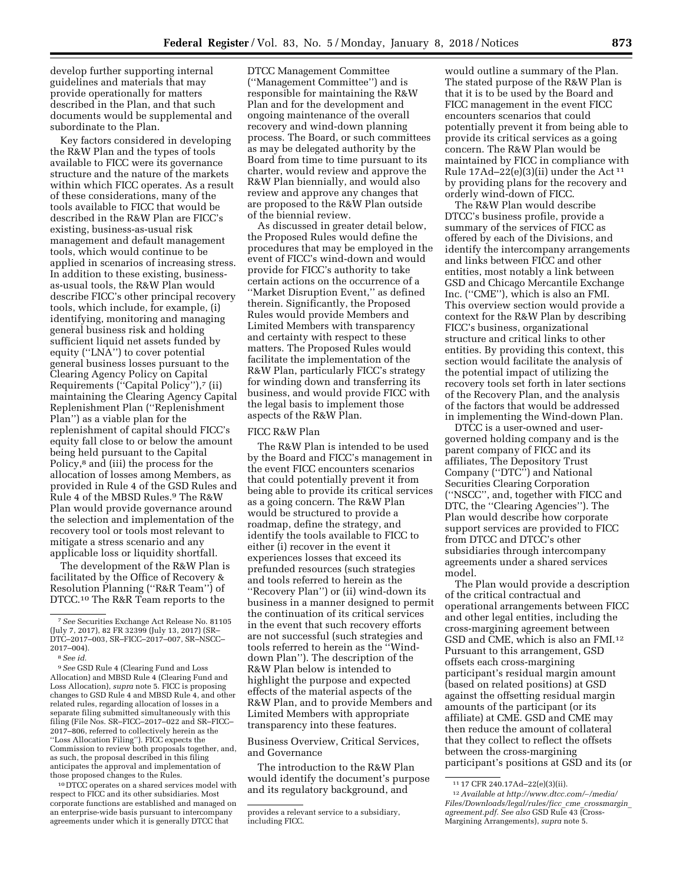develop further supporting internal guidelines and materials that may provide operationally for matters described in the Plan, and that such documents would be supplemental and subordinate to the Plan.

Key factors considered in developing the R&W Plan and the types of tools available to FICC were its governance structure and the nature of the markets within which FICC operates. As a result of these considerations, many of the tools available to FICC that would be described in the R&W Plan are FICC's existing, business-as-usual risk management and default management tools, which would continue to be applied in scenarios of increasing stress. In addition to these existing, business-as-usual tools, the R&W Plan would describe FICC's other principal recovery tools, which include, for example, (i) identifying, monitoring and managing general business risk and holding sufficient liquid net assets funded by equity (''LNA'') to cover potential general business losses pursuant to the Clearing Agency Policy on Capital Requirements (''Capital Policy''),[7] (ii) maintaining the Clearing Agency Capital Replenishment Plan (''Replenishment Plan'') as a viable plan for the replenishment of capital should FICC's equity fall close to or below the amount being held pursuant to the Capital Policy,[8] and (iii) the process for the allocation of losses among Members, as provided in Rule 4 of the GSD Rules and Rule 4 of the MBSD Rules.[9] The R&W Plan would provide governance around the selection and implementation of the recovery tool or tools most relevant to mitigate a stress scenario and any applicable loss or liquidity shortfall.

The development of the R&W Plan is facilitated by the Office of Recovery & Resolution Planning (''R&R Team'') of DTCC.[10] The R&R Team reports to the DTCC Management Committee (''Management Committee'') and is responsible for maintaining the R&W Plan and for the development and ongoing maintenance of the overall recovery and wind-down planning process. The Board, or such committees as may be delegated authority by the Board from time to time pursuant to its charter, would review and approve the R&W Plan biennially, and would also review and approve any changes that are proposed to the R&W Plan outside of the biennial review.

As discussed in greater detail below, the Proposed Rules would define the procedures that may be employed in the event of FICC's wind-down and would provide for FICC's authority to take certain actions on the occurrence of a ''Market Disruption Event,'' as defined therein. Significantly, the Proposed Rules would provide Members and Limited Members with transparency and certainty with respect to these matters. The Proposed Rules would facilitate the implementation of the R&W Plan, particularly FICC's strategy for winding down and transferring its business, and would provide FICC with the legal basis to implement those aspects of the R&W Plan.

FICC R&W Plan

The R&W Plan is intended to be used by the Board and FICC's management in the event FICC encounters scenarios that could potentially prevent it from being able to provide its critical services as a going concern. The R&W Plan would be structured to provide a roadmap, define the strategy, and identify the tools available to FICC to either (i) recover in the event it experiences losses that exceed its prefunded resources (such strategies and tools referred to herein as the ''Recovery Plan'') or (ii) wind-down its business in a manner designed to permit the continuation of its critical services in the event that such recovery efforts are not successful (such strategies and tools referred to herein as the ''Wind-down Plan''). The description of the R&W Plan below is intended to highlight the purpose and expected effects of the material aspects of the R&W Plan, and to provide Members and Limited Members with appropriate transparency into these features.

Business Overview, Critical Services, and Governance

The introduction to the R&W Plan would identify the document's purpose and its regulatory background, and would outline a summary of the Plan. The stated purpose of the R&W Plan is that it is to be used by the Board and FICC management in the event FICC encounters scenarios that could potentially prevent it from being able to provide its critical services as a going concern. The R&W Plan would be maintained by FICC in compliance with Rule 17Ad–22(e)(3)(ii) under the Act[11] by providing plans for the recovery and orderly wind-down of FICC.

The R&W Plan would describe DTCC's business profile, provide a summary of the services of FICC as offered by each of the Divisions, and identify the intercompany arrangements and links between FICC and other entities, most notably a link between GSD and Chicago Mercantile Exchange Inc. (''CME''), which is also an FMI. This overview section would provide a context for the R&W Plan by describing FICC's business, organizational structure and critical links to other entities. By providing this context, this section would facilitate the analysis of the potential impact of utilizing the recovery tools set forth in later sections of the Recovery Plan, and the analysis of the factors that would be addressed in implementing the Wind-down Plan.

DTCC is a user-owned and user-governed holding company and is the parent company of FICC and its affiliates, The Depository Trust Company (''DTC'') and National Securities Clearing Corporation (''NSCC'', and, together with FICC and DTC, the ''Clearing Agencies''). The Plan would describe how corporate support services are provided to FICC from DTCC and DTCC's other subsidiaries through intercompany agreements under a shared services model.

The Plan would provide a description of the critical contractual and operational arrangements between FICC and other legal entities, including the cross-margining agreement between GSD and CME, which is also an FMI.[12] Pursuant to this arrangement, GSD offsets each cross-margining participant's residual margin amount (based on related positions) at GSD against the offsetting residual margin amounts of the participant (or its affiliate) at CME. GSD and CME may then reduce the amount of collateral that they collect to reflect the offsets between the cross-margining participant's positions at GSD and its (or

---

[7] *See* Securities Exchange Act Release No. 81105 (July 7, 2017), 82 FR 32399 (July 13, 2017) (SR–DTC–2017–003, SR–FICC–2017–007, SR–NSCC–2017–004).

[8] *See id.*

[9] *See* GSD Rule 4 (Clearing Fund and Loss Allocation) and MBSD Rule 4 (Clearing Fund and Loss Allocation), *supra* note 5. FICC is proposing changes to GSD Rule 4 and MBSD Rule 4, and other related rules, regarding allocation of losses in a separate filing submitted simultaneously with this filing (File Nos. SR–FICC–2017–022 and SR–FICC–2017–806, referred to collectively herein as the ''Loss Allocation Filing''). FICC expects the Commission to review both proposals together, and, as such, the proposal described in this filing anticipates the approval and implementation of those proposed changes to the Rules.

[10] DTCC operates on a shared services model with respect to FICC and its other subsidiaries. Most corporate functions are established and managed on an enterprise-wide basis pursuant to intercompany agreements under which it is generally DTCC that provides a relevant service to a subsidiary, including FICC.

[11] 17 CFR 240.17Ad–22(e)(3)(ii).

[12] *Available at http://www.dtcc.com/~/media/Files/Downloads/legal/rules/ficc_cme_crossmargin_agreement.pdf. See also* GSD Rule 43 (Cross-Margining Arrangements), *supra* note 5.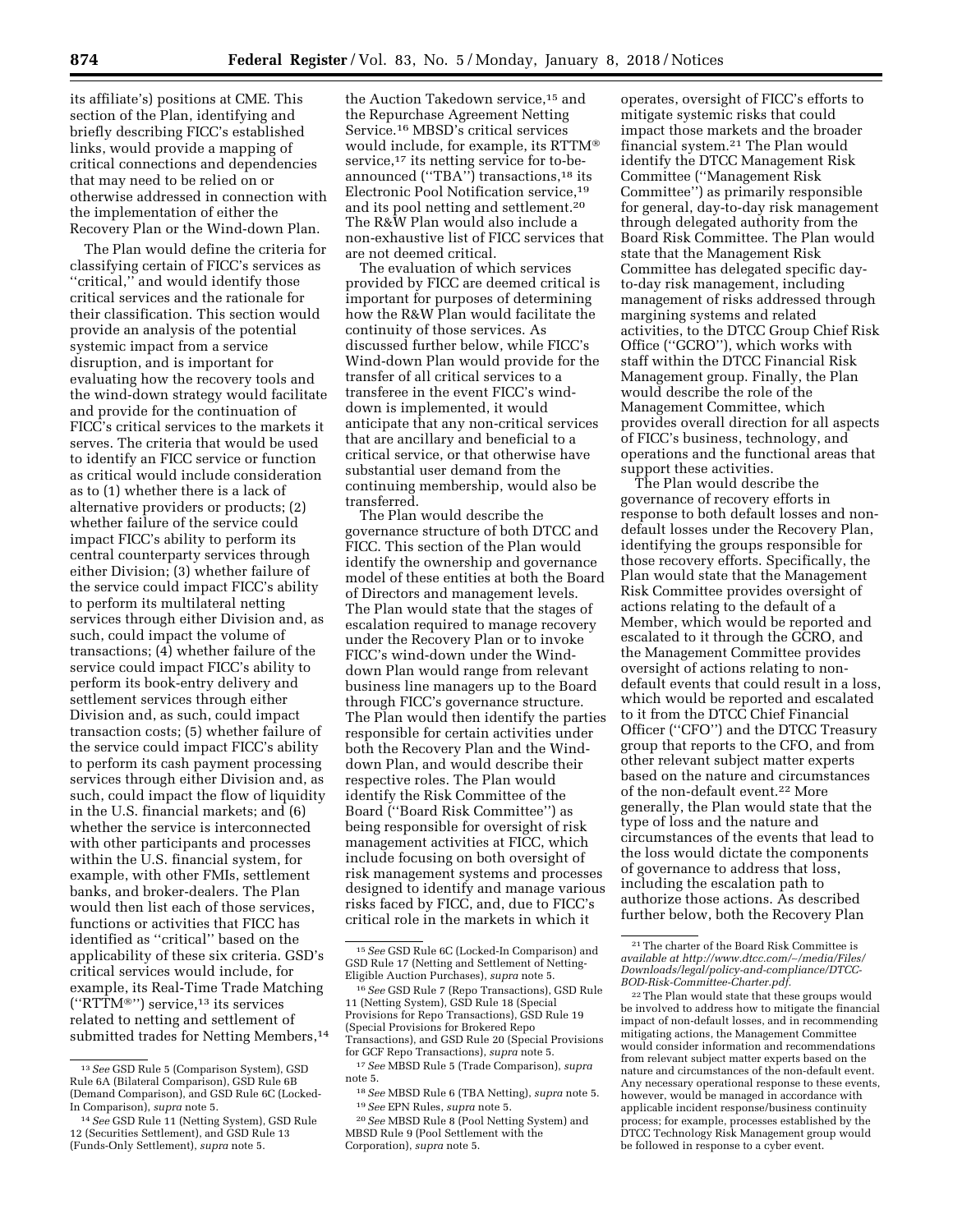its affiliate's) positions at CME. This section of the Plan, identifying and briefly describing FICC's established links, would provide a mapping of critical connections and dependencies that may need to be relied on or otherwise addressed in connection with the implementation of either the Recovery Plan or the Wind-down Plan.

The Plan would define the criteria for classifying certain of FICC's services as "critical," and would identify those critical services and the rationale for their classification. This section would provide an analysis of the potential systemic impact from a service disruption, and is important for evaluating how the recovery tools and the wind-down strategy would facilitate and provide for the continuation of FICC's critical services to the markets it serves. The criteria that would be used to identify an FICC service or function as critical would include consideration as to (1) whether there is a lack of alternative providers or products; (2) whether failure of the service could impact FICC's ability to perform its central counterparty services through either Division; (3) whether failure of the service could impact FICC's ability to perform its multilateral netting services through either Division and, as such, could impact the volume of transactions; (4) whether failure of the service could impact FICC's ability to perform its book-entry delivery and settlement services through either Division and, as such, could impact transaction costs; (5) whether failure of the service could impact FICC's ability to perform its cash payment processing services through either Division and, as such, could impact the flow of liquidity in the U.S. financial markets; and (6) whether the service is interconnected with other participants and processes within the U.S. financial system, for example, with other FMIs, settlement banks, and broker-dealers. The Plan would then list each of those services, functions or activities that FICC has identified as "critical" based on the applicability of these six criteria. GSD's critical services would include, for example, its Real-Time Trade Matching ("RTTM®") service,[13] its services related to netting and settlement of submitted trades for Netting Members,[14] the Auction Takedown service,[15] and the Repurchase Agreement Netting Service.[16] MBSD's critical services would include, for example, its RTTM® service,[17] its netting service for to-be-announced ("TBA") transactions,[18] its Electronic Pool Notification service,[19] and its pool netting and settlement.[20] The R&W Plan would also include a non-exhaustive list of FICC services that are not deemed critical.

The evaluation of which services provided by FICC are deemed critical is important for purposes of determining how the R&W Plan would facilitate the continuity of those services. As discussed further below, while FICC's Wind-down Plan would provide for the transfer of all critical services to a transferee in the event FICC's wind-down is implemented, it would anticipate that any non-critical services that are ancillary and beneficial to a critical service, or that otherwise have substantial user demand from the continuing membership, would also be transferred.

The Plan would describe the governance structure of both DTCC and FICC. This section of the Plan would identify the ownership and governance model of these entities at both the Board of Directors and management levels. The Plan would state that the stages of escalation required to manage recovery under the Recovery Plan or to invoke FICC's wind-down under the Wind-down Plan would range from relevant business line managers up to the Board through FICC's governance structure. The Plan would then identify the parties responsible for certain activities under both the Recovery Plan and the Wind-down Plan, and would describe their respective roles. The Plan would identify the Risk Committee of the Board ("Board Risk Committee") as being responsible for oversight of risk management activities at FICC, which include focusing on both oversight of risk management systems and processes designed to identify and manage various risks faced by FICC, and, due to FICC's critical role in the markets in which it operates, oversight of FICC's efforts to mitigate systemic risks that could impact those markets and the broader financial system.[21] The Plan would identify the DTCC Management Risk Committee ("Management Risk Committee") as primarily responsible for general, day-to-day risk management through delegated authority from the Board Risk Committee. The Plan would state that the Management Risk Committee has delegated specific day-to-day risk management, including management of risks addressed through margining systems and related activities, to the DTCC Group Chief Risk Office ("GCRO"), which works with staff within the DTCC Financial Risk Management group. Finally, the Plan would describe the role of the Management Committee, which provides overall direction for all aspects of FICC's business, technology, and operations and the functional areas that support these activities.

The Plan would describe the governance of recovery efforts in response to both default losses and non-default losses under the Recovery Plan, identifying the groups responsible for those recovery efforts. Specifically, the Plan would state that the Management Risk Committee provides oversight of actions relating to the default of a Member, which would be reported and escalated to it through the GCRO, and the Management Committee provides oversight of actions relating to non-default events that could result in a loss, which would be reported and escalated to it from the DTCC Chief Financial Officer ("CFO") and the DTCC Treasury group that reports to the CFO, and from other relevant subject matter experts based on the nature and circumstances of the non-default event.[22] More generally, the Plan would state that the type of loss and the nature and circumstances of the events that lead to the loss would dictate the components of governance to address that loss, including the escalation path to authorize those actions. As described further below, both the Recovery Plan

---

[13] *See* GSD Rule 5 (Comparison System), GSD Rule 6A (Bilateral Comparison), GSD Rule 6B (Demand Comparison), and GSD Rule 6C (Locked-In Comparison), *supra* note 5.

[14] *See* GSD Rule 11 (Netting System), GSD Rule 12 (Securities Settlement), and GSD Rule 13 (Funds-Only Settlement), *supra* note 5.

[15] *See* GSD Rule 6C (Locked-In Comparison) and GSD Rule 17 (Netting and Settlement of Netting-Eligible Auction Purchases), *supra* note 5.

[16] *See* GSD Rule 7 (Repo Transactions), GSD Rule 11 (Netting System), GSD Rule 18 (Special Provisions for Repo Transactions), GSD Rule 19 (Special Provisions for Brokered Repo Transactions), and GSD Rule 20 (Special Provisions for GCF Repo Transactions), *supra* note 5.

[17] *See* MBSD Rule 5 (Trade Comparison), *supra* note 5.

[18] *See* MBSD Rule 6 (TBA Netting), *supra* note 5.

[19] *See* EPN Rules, *supra* note 5.

[20] *See* MBSD Rule 8 (Pool Netting System) and MBSD Rule 9 (Pool Settlement with the Corporation), *supra* note 5.

[21] The charter of the Board Risk Committee is *available at http://www.dtcc.com/~/media/Files/Downloads/legal/policy-and-compliance/DTCC-BOD-Risk-Committee-Charter.pdf.*

[22] The Plan would state that these groups would be involved to address how to mitigate the financial impact of non-default losses, and in recommending mitigating actions, the Management Committee would consider information and recommendations from relevant subject matter experts based on the nature and circumstances of the non-default event. Any necessary operational response to these events, however, would be managed in accordance with applicable incident response/business continuity process; for example, processes established by the DTCC Technology Risk Management group would be followed in response to a cyber event.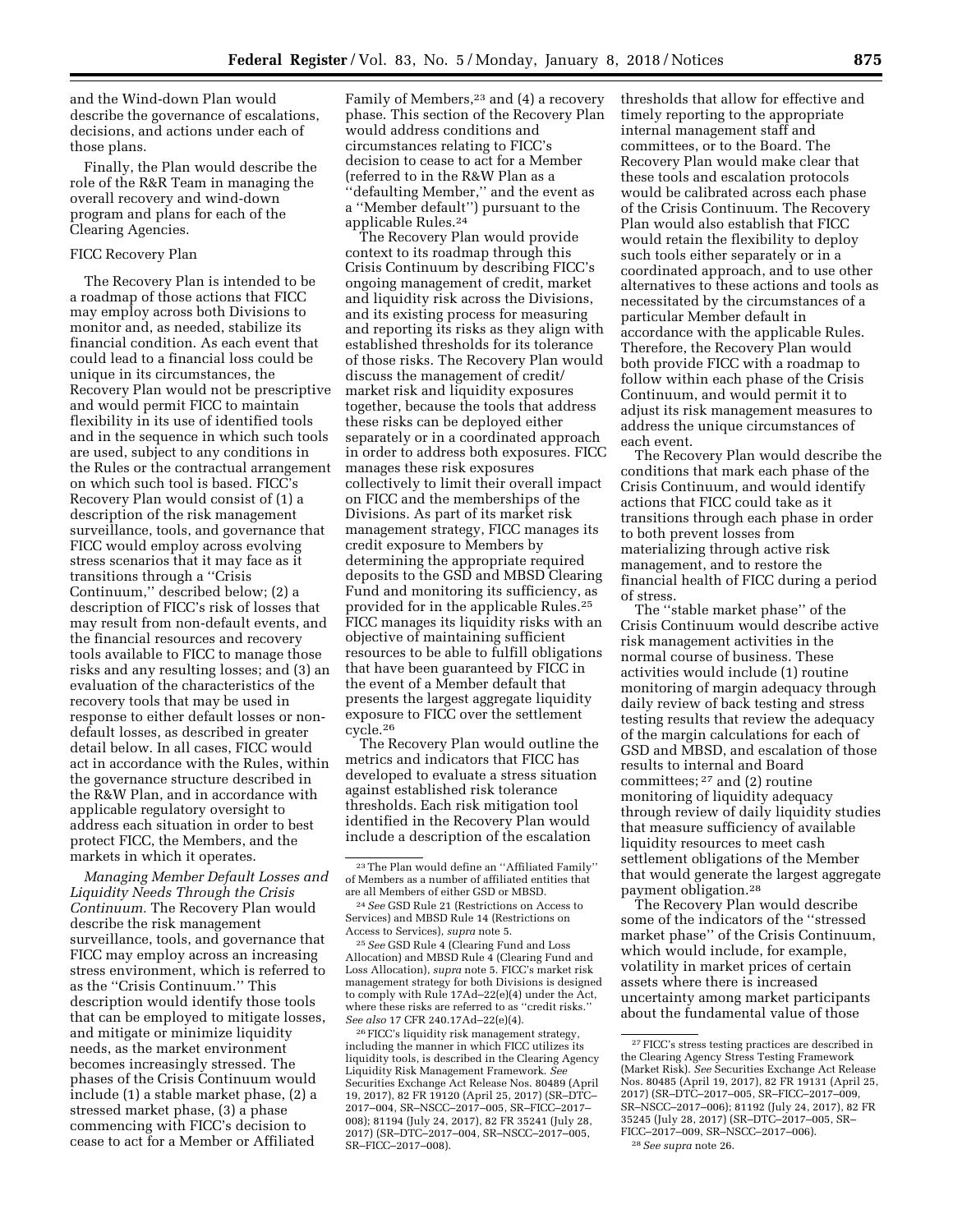and the Wind-down Plan would describe the governance of escalations, decisions, and actions under each of those plans.

Finally, the Plan would describe the role of the R&R Team in managing the overall recovery and wind-down program and plans for each of the Clearing Agencies.

FICC Recovery Plan

The Recovery Plan is intended to be a roadmap of those actions that FICC may employ across both Divisions to monitor and, as needed, stabilize its financial condition. As each event that could lead to a financial loss could be unique in its circumstances, the Recovery Plan would not be prescriptive and would permit FICC to maintain flexibility in its use of identified tools and in the sequence in which such tools are used, subject to any conditions in the Rules or the contractual arrangement on which such tool is based. FICC's Recovery Plan would consist of (1) a description of the risk management surveillance, tools, and governance that FICC would employ across evolving stress scenarios that it may face as it transitions through a ''Crisis Continuum,'' described below; (2) a description of FICC's risk of losses that may result from non-default events, and the financial resources and recovery tools available to FICC to manage those risks and any resulting losses; and (3) an evaluation of the characteristics of the recovery tools that may be used in response to either default losses or non-default losses, as described in greater detail below. In all cases, FICC would act in accordance with the Rules, within the governance structure described in the R&W Plan, and in accordance with applicable regulatory oversight to address each situation in order to best protect FICC, the Members, and the markets in which it operates.

*Managing Member Default Losses and Liquidity Needs Through the Crisis Continuum.* The Recovery Plan would describe the risk management surveillance, tools, and governance that FICC may employ across an increasing stress environment, which is referred to as the ''Crisis Continuum.'' This description would identify those tools that can be employed to mitigate losses, and mitigate or minimize liquidity needs, as the market environment becomes increasingly stressed. The phases of the Crisis Continuum would include (1) a stable market phase, (2) a stressed market phase, (3) a phase commencing with FICC's decision to cease to act for a Member or Affiliated Family of Members,[23] and (4) a recovery phase. This section of the Recovery Plan would address conditions and circumstances relating to FICC's decision to cease to act for a Member (referred to in the R&W Plan as a ''defaulting Member,'' and the event as a ''Member default'') pursuant to the applicable Rules.[24]

The Recovery Plan would provide context to its roadmap through this Crisis Continuum by describing FICC's ongoing management of credit, market and liquidity risk across the Divisions, and its existing process for measuring and reporting its risks as they align with established thresholds for its tolerance of those risks. The Recovery Plan would discuss the management of credit/market risk and liquidity exposures together, because the tools that address these risks can be deployed either separately or in a coordinated approach in order to address both exposures. FICC manages these risk exposures collectively to limit their overall impact on FICC and the memberships of the Divisions. As part of its market risk management strategy, FICC manages its credit exposure to Members by determining the appropriate required deposits to the GSD and MBSD Clearing Fund and monitoring its sufficiency, as provided for in the applicable Rules.[25] FICC manages its liquidity risks with an objective of maintaining sufficient resources to be able to fulfill obligations that have been guaranteed by FICC in the event of a Member default that presents the largest aggregate liquidity exposure to FICC over the settlement cycle.[26]

The Recovery Plan would outline the metrics and indicators that FICC has developed to evaluate a stress situation against established risk tolerance thresholds. Each risk mitigation tool identified in the Recovery Plan would include a description of the escalation thresholds that allow for effective and timely reporting to the appropriate internal management staff and committees, or to the Board. The Recovery Plan would make clear that these tools and escalation protocols would be calibrated across each phase of the Crisis Continuum. The Recovery Plan would also establish that FICC would retain the flexibility to deploy such tools either separately or in a coordinated approach, and to use other alternatives to these actions and tools as necessitated by the circumstances of a particular Member default in accordance with the applicable Rules. Therefore, the Recovery Plan would both provide FICC with a roadmap to follow within each phase of the Crisis Continuum, and would permit it to adjust its risk management measures to address the unique circumstances of each event.

The Recovery Plan would describe the conditions that mark each phase of the Crisis Continuum, and would identify actions that FICC could take as it transitions through each phase in order to both prevent losses from materializing through active risk management, and to restore the financial health of FICC during a period of stress.

The ''stable market phase'' of the Crisis Continuum would describe active risk management activities in the normal course of business. These activities would include (1) routine monitoring of margin adequacy through daily review of back testing and stress testing results that review the adequacy of the margin calculations for each of GSD and MBSD, and escalation of those results to internal and Board committees;[27] and (2) routine monitoring of liquidity adequacy through review of daily liquidity studies that measure sufficiency of available liquidity resources to meet cash settlement obligations of the Member that would generate the largest aggregate payment obligation.[28]

The Recovery Plan would describe some of the indicators of the ''stressed market phase'' of the Crisis Continuum, which would include, for example, volatility in market prices of certain assets where there is increased uncertainty among market participants about the fundamental value of those

[23] The Plan would define an ''Affiliated Family'' of Members as a number of affiliated entities that are all Members of either GSD or MBSD.

[24] *See* GSD Rule 21 (Restrictions on Access to Services) and MBSD Rule 14 (Restrictions on Access to Services), *supra* note 5.

[25] *See* GSD Rule 4 (Clearing Fund and Loss Allocation) and MBSD Rule 4 (Clearing Fund and Loss Allocation), *supra* note 5. FICC's market risk management strategy for both Divisions is designed to comply with Rule 17Ad–22(e)(4) under the Act, where these risks are referred to as ''credit risks.'' *See also* 17 CFR 240.17Ad–22(e)(4).

[26] FICC's liquidity risk management strategy, including the manner in which FICC utilizes its liquidity tools, is described in the Clearing Agency Liquidity Risk Management Framework. *See* Securities Exchange Act Release Nos. 80489 (April 19, 2017), 82 FR 19120 (April 25, 2017) (SR–DTC–2017–004, SR–NSCC–2017–005, SR–FICC–2017–008); 81194 (July 24, 2017), 82 FR 35241 (July 28, 2017) (SR–DTC–2017–004, SR–NSCC–2017–005, SR–FICC–2017–008).

[27] FICC's stress testing practices are described in the Clearing Agency Stress Testing Framework (Market Risk). *See* Securities Exchange Act Release Nos. 80485 (April 19, 2017), 82 FR 19131 (April 25, 2017) (SR–DTC–2017–005, SR–FICC–2017–009, SR–NSCC–2017–006); 81192 (July 24, 2017), 82 FR 35245 (July 28, 2017) (SR–DTC–2017–005, SR–FICC–2017–009, SR–NSCC–2017–006).

[28] *See supra* note 26.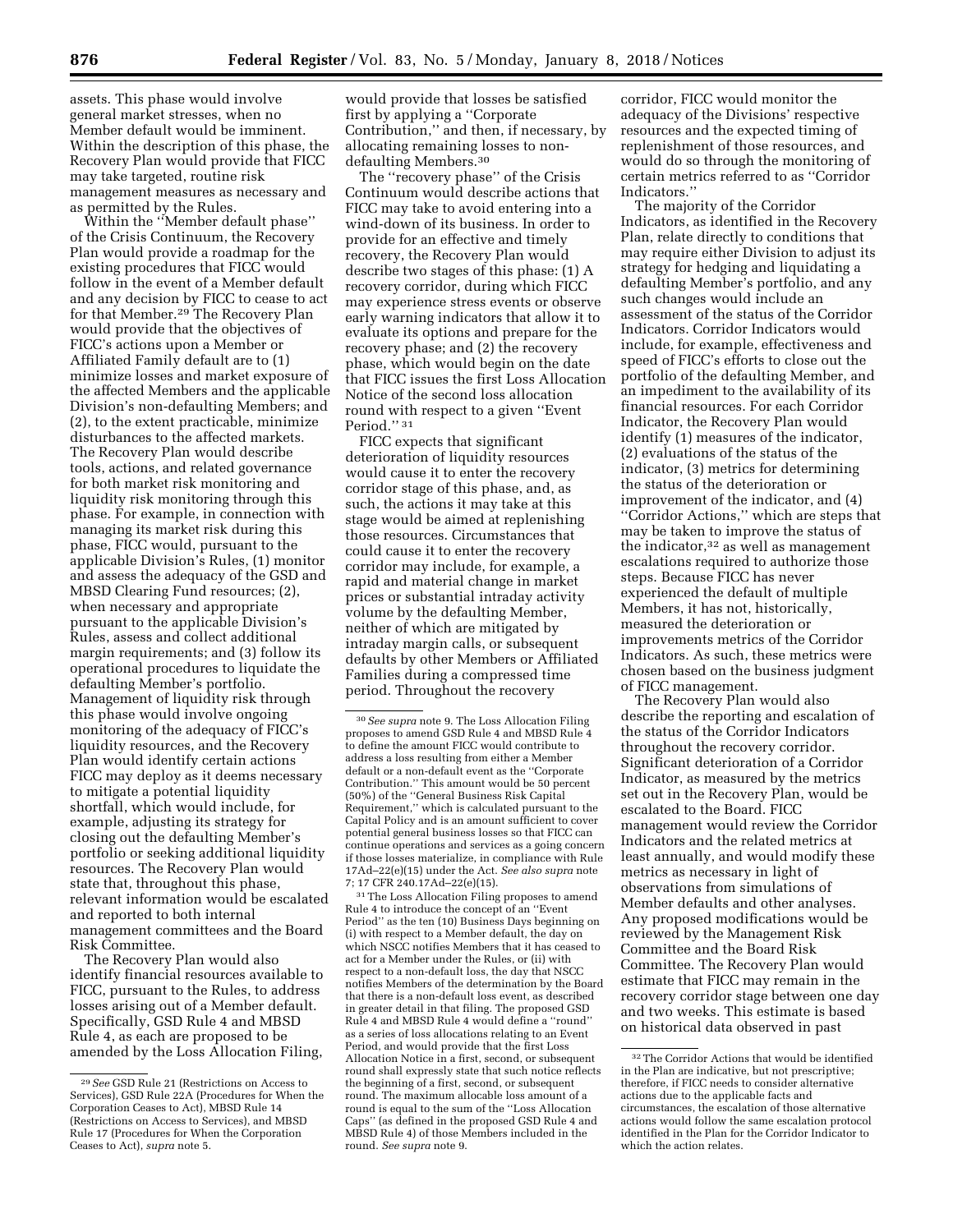assets. This phase would involve general market stresses, when no Member default would be imminent. Within the description of this phase, the Recovery Plan would provide that FICC may take targeted, routine risk management measures as necessary and as permitted by the Rules.

Within the ''Member default phase'' of the Crisis Continuum, the Recovery Plan would provide a roadmap for the existing procedures that FICC would follow in the event of a Member default and any decision by FICC to cease to act for that Member.[29] The Recovery Plan would provide that the objectives of FICC's actions upon a Member or Affiliated Family default are to (1) minimize losses and market exposure of the affected Members and the applicable Division's non-defaulting Members; and (2), to the extent practicable, minimize disturbances to the affected markets. The Recovery Plan would describe tools, actions, and related governance for both market risk monitoring and liquidity risk monitoring through this phase. For example, in connection with managing its market risk during this phase, FICC would, pursuant to the applicable Division's Rules, (1) monitor and assess the adequacy of the GSD and MBSD Clearing Fund resources; (2), when necessary and appropriate pursuant to the applicable Division's Rules, assess and collect additional margin requirements; and (3) follow its operational procedures to liquidate the defaulting Member's portfolio. Management of liquidity risk through this phase would involve ongoing monitoring of the adequacy of FICC's liquidity resources, and the Recovery Plan would identify certain actions FICC may deploy as it deems necessary to mitigate a potential liquidity shortfall, which would include, for example, adjusting its strategy for closing out the defaulting Member's portfolio or seeking additional liquidity resources. The Recovery Plan would state that, throughout this phase, relevant information would be escalated and reported to both internal management committees and the Board Risk Committee.

The Recovery Plan would also identify financial resources available to FICC, pursuant to the Rules, to address losses arising out of a Member default. Specifically, GSD Rule 4 and MBSD Rule 4, as each are proposed to be amended by the Loss Allocation Filing, would provide that losses be satisfied first by applying a ''Corporate Contribution,'' and then, if necessary, by allocating remaining losses to non-defaulting Members.[30]

The ''recovery phase'' of the Crisis Continuum would describe actions that FICC may take to avoid entering into a wind-down of its business. In order to provide for an effective and timely recovery, the Recovery Plan would describe two stages of this phase: (1) A recovery corridor, during which FICC may experience stress events or observe early warning indicators that allow it to evaluate its options and prepare for the recovery phase; and (2) the recovery phase, which would begin on the date that FICC issues the first Loss Allocation Notice of the second loss allocation round with respect to a given ''Event Period.''[31]

FICC expects that significant deterioration of liquidity resources would cause it to enter the recovery corridor stage of this phase, and, as such, the actions it may take at this stage would be aimed at replenishing those resources. Circumstances that could cause it to enter the recovery corridor may include, for example, a rapid and material change in market prices or substantial intraday activity volume by the defaulting Member, neither of which are mitigated by intraday margin calls, or subsequent defaults by other Members or Affiliated Families during a compressed time period. Throughout the recovery corridor, FICC would monitor the adequacy of the Divisions' respective resources and the expected timing of replenishment of those resources, and would do so through the monitoring of certain metrics referred to as ''Corridor Indicators.''

The majority of the Corridor Indicators, as identified in the Recovery Plan, relate directly to conditions that may require either Division to adjust its strategy for hedging and liquidating a defaulting Member's portfolio, and any such changes would include an assessment of the status of the Corridor Indicators. Corridor Indicators would include, for example, effectiveness and speed of FICC's efforts to close out the portfolio of the defaulting Member, and an impediment to the availability of its financial resources. For each Corridor Indicator, the Recovery Plan would identify (1) measures of the indicator, (2) evaluations of the status of the indicator, (3) metrics for determining the status of the deterioration or improvement of the indicator, and (4) ''Corridor Actions,'' which are steps that may be taken to improve the status of the indicator,[32] as well as management escalations required to authorize those steps. Because FICC has never experienced the default of multiple Members, it has not, historically, measured the deterioration or improvements metrics of the Corridor Indicators. As such, these metrics were chosen based on the business judgment of FICC management.

The Recovery Plan would also describe the reporting and escalation of the status of the Corridor Indicators throughout the recovery corridor. Significant deterioration of a Corridor Indicator, as measured by the metrics set out in the Recovery Plan, would be escalated to the Board. FICC management would review the Corridor Indicators and the related metrics at least annually, and would modify these metrics as necessary in light of observations from simulations of Member defaults and other analyses. Any proposed modifications would be reviewed by the Management Risk Committee and the Board Risk Committee. The Recovery Plan would estimate that FICC may remain in the recovery corridor stage between one day and two weeks. This estimate is based on historical data observed in past

---

[29] *See* GSD Rule 21 (Restrictions on Access to Services), GSD Rule 22A (Procedures for When the Corporation Ceases to Act), MBSD Rule 14 (Restrictions on Access to Services), and MBSD Rule 17 (Procedures for When the Corporation Ceases to Act), *supra* note 5.

[30] *See supra* note 9. The Loss Allocation Filing proposes to amend GSD Rule 4 and MBSD Rule 4 to define the amount FICC would contribute to address a loss resulting from either a Member default or a non-default event as the ''Corporate Contribution.'' This amount would be 50 percent (50%) of the ''General Business Risk Capital Requirement,'' which is calculated pursuant to the Capital Policy and is an amount sufficient to cover potential general business losses so that FICC can continue operations and services as a going concern if those losses materialize, in compliance with Rule 17Ad–22(e)(15) under the Act. *See also supra* note 7; 17 CFR 240.17Ad–22(e)(15).

[31] The Loss Allocation Filing proposes to amend Rule 4 to introduce the concept of an ''Event Period'' as the ten (10) Business Days beginning on (i) with respect to a Member default, the day on which NSCC notifies Members that it has ceased to act for a Member under the Rules, or (ii) with respect to a non-default loss, the day that NSCC notifies Members of the determination by the Board that there is a non-default loss event, as described in greater detail in that filing. The proposed GSD Rule 4 and MBSD Rule 4 would define a ''round'' as a series of loss allocations relating to an Event Period, and would provide that the first Loss Allocation Notice in a first, second, or subsequent round shall expressly state that such notice reflects the beginning of a first, second, or subsequent round. The maximum allocable loss amount of a round is equal to the sum of the ''Loss Allocation Caps'' (as defined in the proposed GSD Rule 4 and MBSD Rule 4) of those Members included in the round. *See supra* note 9.

[32] The Corridor Actions that would be identified in the Plan are indicative, but not prescriptive; therefore, if FICC needs to consider alternative actions due to the applicable facts and circumstances, the escalation of those alternative actions would follow the same escalation protocol identified in the Plan for the Corridor Indicator to which the action relates.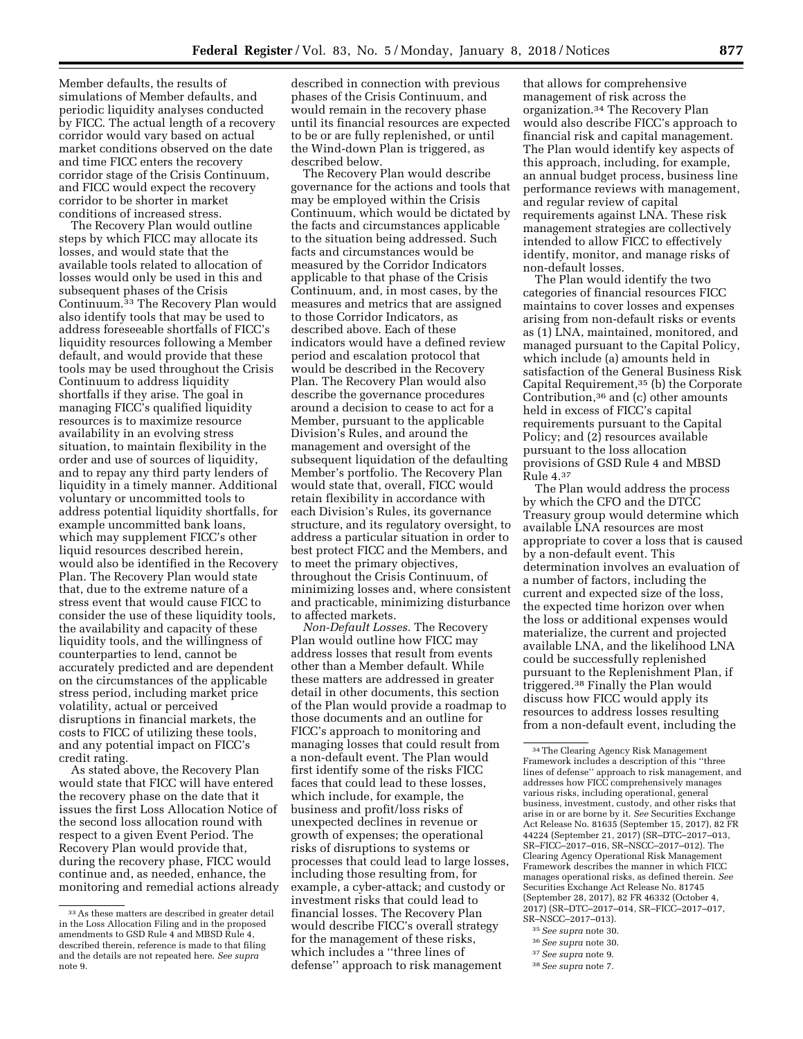Member defaults, the results of simulations of Member defaults, and periodic liquidity analyses conducted by FICC. The actual length of a recovery corridor would vary based on actual market conditions observed on the date and time FICC enters the recovery corridor stage of the Crisis Continuum, and FICC would expect the recovery corridor to be shorter in market conditions of increased stress.

The Recovery Plan would outline steps by which FICC may allocate its losses, and would state that the available tools related to allocation of losses would only be used in this and subsequent phases of the Crisis Continuum.[33] The Recovery Plan would also identify tools that may be used to address foreseeable shortfalls of FICC's liquidity resources following a Member default, and would provide that these tools may be used throughout the Crisis Continuum to address liquidity shortfalls if they arise. The goal in managing FICC's qualified liquidity resources is to maximize resource availability in an evolving stress situation, to maintain flexibility in the order and use of sources of liquidity, and to repay any third party lenders of liquidity in a timely manner. Additional voluntary or uncommitted tools to address potential liquidity shortfalls, for example uncommitted bank loans, which may supplement FICC's other liquid resources described herein, would also be identified in the Recovery Plan. The Recovery Plan would state that, due to the extreme nature of a stress event that would cause FICC to consider the use of these liquidity tools, the availability and capacity of these liquidity tools, and the willingness of counterparties to lend, cannot be accurately predicted and are dependent on the circumstances of the applicable stress period, including market price volatility, actual or perceived disruptions in financial markets, the costs to FICC of utilizing these tools, and any potential impact on FICC's credit rating.

As stated above, the Recovery Plan would state that FICC will have entered the recovery phase on the date that it issues the first Loss Allocation Notice of the second loss allocation round with respect to a given Event Period. The Recovery Plan would provide that, during the recovery phase, FICC would continue and, as needed, enhance, the monitoring and remedial actions already described in connection with previous phases of the Crisis Continuum, and would remain in the recovery phase until its financial resources are expected to be or are fully replenished, or until the Wind-down Plan is triggered, as described below.

The Recovery Plan would describe governance for the actions and tools that may be employed within the Crisis Continuum, which would be dictated by the facts and circumstances applicable to the situation being addressed. Such facts and circumstances would be measured by the Corridor Indicators applicable to that phase of the Crisis Continuum, and, in most cases, by the measures and metrics that are assigned to those Corridor Indicators, as described above. Each of these indicators would have a defined review period and escalation protocol that would be described in the Recovery Plan. The Recovery Plan would also describe the governance procedures around a decision to cease to act for a Member, pursuant to the applicable Division's Rules, and around the management and oversight of the subsequent liquidation of the defaulting Member's portfolio. The Recovery Plan would state that, overall, FICC would retain flexibility in accordance with each Division's Rules, its governance structure, and its regulatory oversight, to address a particular situation in order to best protect FICC and the Members, and to meet the primary objectives, throughout the Crisis Continuum, of minimizing losses and, where consistent and practicable, minimizing disturbance to affected markets.

*Non-Default Losses.* The Recovery Plan would outline how FICC may address losses that result from events other than a Member default. While these matters are addressed in greater detail in other documents, this section of the Plan would provide a roadmap to those documents and an outline for FICC's approach to monitoring and managing losses that could result from a non-default event. The Plan would first identify some of the risks FICC faces that could lead to these losses, which include, for example, the business and profit/loss risks of unexpected declines in revenue or growth of expenses; the operational risks of disruptions to systems or processes that could lead to large losses, including those resulting from, for example, a cyber-attack; and custody or investment risks that could lead to financial losses. The Recovery Plan would describe FICC's overall strategy for the management of these risks, which includes a "three lines of defense" approach to risk management that allows for comprehensive management of risk across the organization.[34] The Recovery Plan would also describe FICC's approach to financial risk and capital management. The Plan would identify key aspects of this approach, including, for example, an annual budget process, business line performance reviews with management, and regular review of capital requirements against LNA. These risk management strategies are collectively intended to allow FICC to effectively identify, monitor, and manage risks of non-default losses.

The Plan would identify the two categories of financial resources FICC maintains to cover losses and expenses arising from non-default risks or events as (1) LNA, maintained, monitored, and managed pursuant to the Capital Policy, which include (a) amounts held in satisfaction of the General Business Risk Capital Requirement,[35] (b) the Corporate Contribution,[36] and (c) other amounts held in excess of FICC's capital requirements pursuant to the Capital Policy; and (2) resources available pursuant to the loss allocation provisions of GSD Rule 4 and MBSD Rule 4.[37]

The Plan would address the process by which the CFO and the DTCC Treasury group would determine which available LNA resources are most appropriate to cover a loss that is caused by a non-default event. This determination involves an evaluation of a number of factors, including the current and expected size of the loss, the expected time horizon over when the loss or additional expenses would materialize, the current and projected available LNA, and the likelihood LNA could be successfully replenished pursuant to the Replenishment Plan, if triggered.[38] Finally the Plan would discuss how FICC would apply its resources to address losses resulting from a non-default event, including the

---

[33] As these matters are described in greater detail in the Loss Allocation Filing and in the proposed amendments to GSD Rule 4 and MBSD Rule 4, described therein, reference is made to that filing and the details are not repeated here. *See supra* note 9.

[34] The Clearing Agency Risk Management Framework includes a description of this "three lines of defense" approach to risk management, and addresses how FICC comprehensively manages various risks, including operational, general business, investment, custody, and other risks that arise in or are borne by it. *See* Securities Exchange Act Release No. 81635 (September 15, 2017), 82 FR 44224 (September 21, 2017) (SR–DTC–2017–013, SR–FICC–2017–016, SR–NSCC–2017–012). The Clearing Agency Operational Risk Management Framework describes the manner in which FICC manages operational risks, as defined therein. *See* Securities Exchange Act Release No. 81745 (September 28, 2017), 82 FR 46332 (October 4, 2017) (SR–DTC–2017–014, SR–FICC–2017–017, SR–NSCC–2017–013).

[35] *See supra* note 30.

[36] *See supra* note 30.

[37] *See supra* note 9.

[38] *See supra* note 7.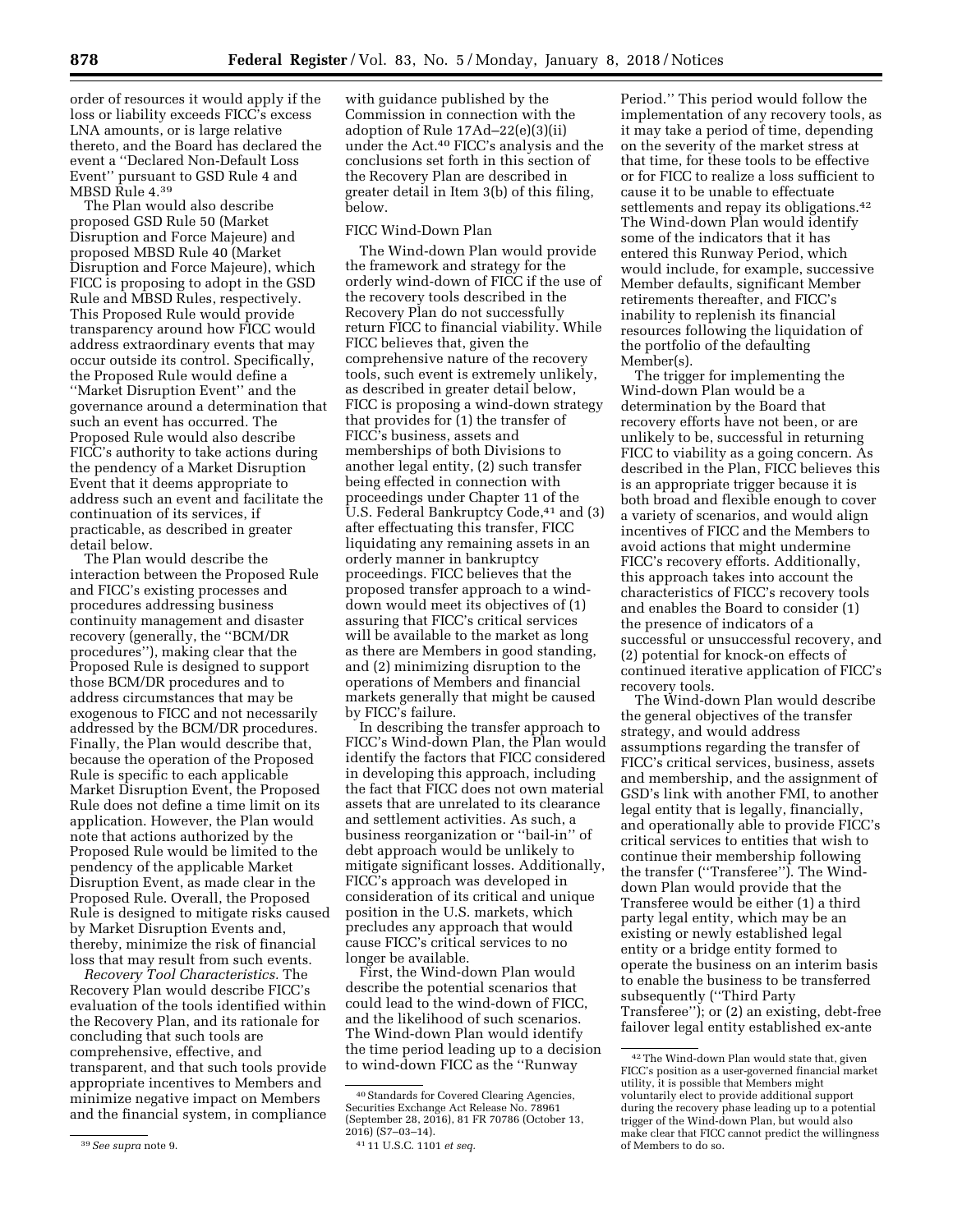order of resources it would apply if the loss or liability exceeds FICC's excess LNA amounts, or is large relative thereto, and the Board has declared the event a ''Declared Non-Default Loss Event'' pursuant to GSD Rule 4 and MBSD Rule 4.[39]

The Plan would also describe proposed GSD Rule 50 (Market Disruption and Force Majeure) and proposed MBSD Rule 40 (Market Disruption and Force Majeure), which FICC is proposing to adopt in the GSD Rule and MBSD Rules, respectively. This Proposed Rule would provide transparency around how FICC would address extraordinary events that may occur outside its control. Specifically, the Proposed Rule would define a ''Market Disruption Event'' and the governance around a determination that such an event has occurred. The Proposed Rule would also describe FICC's authority to take actions during the pendency of a Market Disruption Event that it deems appropriate to address such an event and facilitate the continuation of its services, if practicable, as described in greater detail below.

The Plan would describe the interaction between the Proposed Rule and FICC's existing processes and procedures addressing business continuity management and disaster recovery (generally, the ''BCM/DR procedures''), making clear that the Proposed Rule is designed to support those BCM/DR procedures and to address circumstances that may be exogenous to FICC and not necessarily addressed by the BCM/DR procedures. Finally, the Plan would describe that, because the operation of the Proposed Rule is specific to each applicable Market Disruption Event, the Proposed Rule does not define a time limit on its application. However, the Plan would note that actions authorized by the Proposed Rule would be limited to the pendency of the applicable Market Disruption Event, as made clear in the Proposed Rule. Overall, the Proposed Rule is designed to mitigate risks caused by Market Disruption Events and, thereby, minimize the risk of financial loss that may result from such events.

*Recovery Tool Characteristics.* The Recovery Plan would describe FICC's evaluation of the tools identified within the Recovery Plan, and its rationale for concluding that such tools are comprehensive, effective, and transparent, and that such tools provide appropriate incentives to Members and minimize negative impact on Members and the financial system, in compliance with guidance published by the Commission in connection with the adoption of Rule 17Ad–22(e)(3)(ii) under the Act.[40] FICC's analysis and the conclusions set forth in this section of the Recovery Plan are described in greater detail in Item 3(b) of this filing, below.

FICC Wind-Down Plan

The Wind-down Plan would provide the framework and strategy for the orderly wind-down of FICC if the use of the recovery tools described in the Recovery Plan do not successfully return FICC to financial viability. While FICC believes that, given the comprehensive nature of the recovery tools, such event is extremely unlikely, as described in greater detail below, FICC is proposing a wind-down strategy that provides for (1) the transfer of FICC's business, assets and memberships of both Divisions to another legal entity, (2) such transfer being effected in connection with proceedings under Chapter 11 of the U.S. Federal Bankruptcy Code,[41] and (3) after effectuating this transfer, FICC liquidating any remaining assets in an orderly manner in bankruptcy proceedings. FICC believes that the proposed transfer approach to a wind-down would meet its objectives of (1) assuring that FICC's critical services will be available to the market as long as there are Members in good standing, and (2) minimizing disruption to the operations of Members and financial markets generally that might be caused by FICC's failure.

In describing the transfer approach to FICC's Wind-down Plan, the Plan would identify the factors that FICC considered in developing this approach, including the fact that FICC does not own material assets that are unrelated to its clearance and settlement activities. As such, a business reorganization or ''bail-in'' of debt approach would be unlikely to mitigate significant losses. Additionally, FICC's approach was developed in consideration of its critical and unique position in the U.S. markets, which precludes any approach that would cause FICC's critical services to no longer be available.

First, the Wind-down Plan would describe the potential scenarios that could lead to the wind-down of FICC, and the likelihood of such scenarios. The Wind-down Plan would identify the time period leading up to a decision to wind-down FICC as the ''Runway Period.'' This period would follow the implementation of any recovery tools, as it may take a period of time, depending on the severity of the market stress at that time, for these tools to be effective or for FICC to realize a loss sufficient to cause it to be unable to effectuate settlements and repay its obligations.[42] The Wind-down Plan would identify some of the indicators that it has entered this Runway Period, which would include, for example, successive Member defaults, significant Member retirements thereafter, and FICC's inability to replenish its financial resources following the liquidation of the portfolio of the defaulting Member(s).

The trigger for implementing the Wind-down Plan would be a determination by the Board that recovery efforts have not been, or are unlikely to be, successful in returning FICC to viability as a going concern. As described in the Plan, FICC believes this is an appropriate trigger because it is both broad and flexible enough to cover a variety of scenarios, and would align incentives of FICC and the Members to avoid actions that might undermine FICC's recovery efforts. Additionally, this approach takes into account the characteristics of FICC's recovery tools and enables the Board to consider (1) the presence of indicators of a successful or unsuccessful recovery, and (2) potential for knock-on effects of continued iterative application of FICC's recovery tools.

The Wind-down Plan would describe the general objectives of the transfer strategy, and would address assumptions regarding the transfer of FICC's critical services, business, assets and membership, and the assignment of GSD's link with another FMI, to another legal entity that is legally, financially, and operationally able to provide FICC's critical services to entities that wish to continue their membership following the transfer (''Transferee''). The Wind-down Plan would provide that the Transferee would be either (1) a third party legal entity, which may be an existing or newly established legal entity or a bridge entity formed to operate the business on an interim basis to enable the business to be transferred subsequently (''Third Party Transferee''); or (2) an existing, debt-free failover legal entity established ex-ante

---

[39] *See supra* note 9.

[40] Standards for Covered Clearing Agencies, Securities Exchange Act Release No. 78961 (September 28, 2016), 81 FR 70786 (October 13, 2016) (S7–03–14).

[41] 11 U.S.C. 1101 *et seq.*

[42] The Wind-down Plan would state that, given FICC's position as a user-governed financial market utility, it is possible that Members might voluntarily elect to provide additional support during the recovery phase leading up to a potential trigger of the Wind-down Plan, but would also make clear that FICC cannot predict the willingness of Members to do so.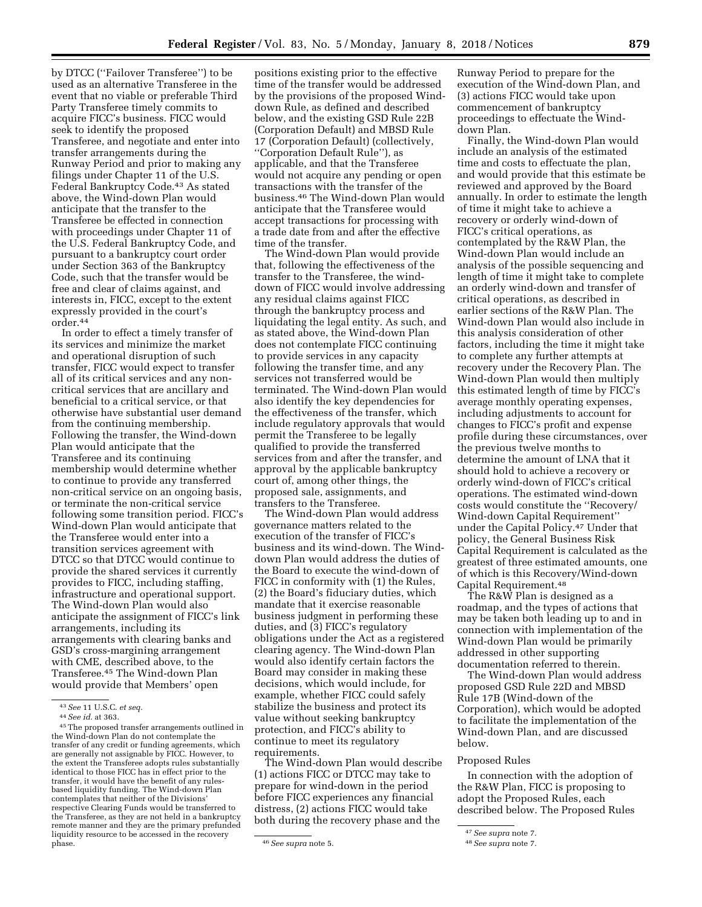by DTCC (''Failover Transferee'') to be used as an alternative Transferee in the event that no viable or preferable Third Party Transferee timely commits to acquire FICC's business. FICC would seek to identify the proposed Transferee, and negotiate and enter into transfer arrangements during the Runway Period and prior to making any filings under Chapter 11 of the U.S. Federal Bankruptcy Code.[43] As stated above, the Wind-down Plan would anticipate that the transfer to the Transferee be effected in connection with proceedings under Chapter 11 of the U.S. Federal Bankruptcy Code, and pursuant to a bankruptcy court order under Section 363 of the Bankruptcy Code, such that the transfer would be free and clear of claims against, and interests in, FICC, except to the extent expressly provided in the court's order.[44]

In order to effect a timely transfer of its services and minimize the market and operational disruption of such transfer, FICC would expect to transfer all of its critical services and any non-critical services that are ancillary and beneficial to a critical service, or that otherwise have substantial user demand from the continuing membership. Following the transfer, the Wind-down Plan would anticipate that the Transferee and its continuing membership would determine whether to continue to provide any transferred non-critical service on an ongoing basis, or terminate the non-critical service following some transition period. FICC's Wind-down Plan would anticipate that the Transferee would enter into a transition services agreement with DTCC so that DTCC would continue to provide the shared services it currently provides to FICC, including staffing, infrastructure and operational support. The Wind-down Plan would also anticipate the assignment of FICC's link arrangements, including its arrangements with clearing banks and GSD's cross-margining arrangement with CME, described above, to the Transferee.[45] The Wind-down Plan would provide that Members' open positions existing prior to the effective time of the transfer would be addressed by the provisions of the proposed Wind-down Rule, as defined and described below, and the existing GSD Rule 22B (Corporation Default) and MBSD Rule 17 (Corporation Default) (collectively, ''Corporation Default Rule''), as applicable, and that the Transferee would not acquire any pending or open transactions with the transfer of the business.[46] The Wind-down Plan would anticipate that the Transferee would accept transactions for processing with a trade date from and after the effective time of the transfer.

The Wind-down Plan would provide that, following the effectiveness of the transfer to the Transferee, the wind-down of FICC would involve addressing any residual claims against FICC through the bankruptcy process and liquidating the legal entity. As such, and as stated above, the Wind-down Plan does not contemplate FICC continuing to provide services in any capacity following the transfer time, and any services not transferred would be terminated. The Wind-down Plan would also identify the key dependencies for the effectiveness of the transfer, which include regulatory approvals that would permit the Transferee to be legally qualified to provide the transferred services from and after the transfer, and approval by the applicable bankruptcy court of, among other things, the proposed sale, assignments, and transfers to the Transferee.

The Wind-down Plan would address governance matters related to the execution of the transfer of FICC's business and its wind-down. The Wind-down Plan would address the duties of the Board to execute the wind-down of FICC in conformity with (1) the Rules, (2) the Board's fiduciary duties, which mandate that it exercise reasonable business judgment in performing these duties, and (3) FICC's regulatory obligations under the Act as a registered clearing agency. The Wind-down Plan would also identify certain factors the Board may consider in making these decisions, which would include, for example, whether FICC could safely stabilize the business and protect its value without seeking bankruptcy protection, and FICC's ability to continue to meet its regulatory requirements.

The Wind-down Plan would describe (1) actions FICC or DTCC may take to prepare for wind-down in the period before FICC experiences any financial distress, (2) actions FICC would take both during the recovery phase and the Runway Period to prepare for the execution of the Wind-down Plan, and (3) actions FICC would take upon commencement of bankruptcy proceedings to effectuate the Wind-down Plan.

Finally, the Wind-down Plan would include an analysis of the estimated time and costs to effectuate the plan, and would provide that this estimate be reviewed and approved by the Board annually. In order to estimate the length of time it might take to achieve a recovery or orderly wind-down of FICC's critical operations, as contemplated by the R&W Plan, the Wind-down Plan would include an analysis of the possible sequencing and length of time it might take to complete an orderly wind-down and transfer of critical operations, as described in earlier sections of the R&W Plan. The Wind-down Plan would also include in this analysis consideration of other factors, including the time it might take to complete any further attempts at recovery under the Recovery Plan. The Wind-down Plan would then multiply this estimated length of time by FICC's average monthly operating expenses, including adjustments to account for changes to FICC's profit and expense profile during these circumstances, over the previous twelve months to determine the amount of LNA that it should hold to achieve a recovery or orderly wind-down of FICC's critical operations. The estimated wind-down costs would constitute the ''Recovery/Wind-down Capital Requirement'' under the Capital Policy.[47] Under that policy, the General Business Risk Capital Requirement is calculated as the greatest of three estimated amounts, one of which is this Recovery/Wind-down Capital Requirement.[48]

The R&W Plan is designed as a roadmap, and the types of actions that may be taken both leading up to and in connection with implementation of the Wind-down Plan would be primarily addressed in other supporting documentation referred to therein.

The Wind-down Plan would address proposed GSD Rule 22D and MBSD Rule 17B (Wind-down of the Corporation), which would be adopted to facilitate the implementation of the Wind-down Plan, and are discussed below.

### Proposed Rules

In connection with the adoption of the R&W Plan, FICC is proposing to adopt the Proposed Rules, each described below. The Proposed Rules

---

[43] *See* 11 U.S.C. *et seq.*

[44] *See id.* at 363.

[45] The proposed transfer arrangements outlined in the Wind-down Plan do not contemplate the transfer of any credit or funding agreements, which are generally not assignable by FICC. However, to the extent the Transferee adopts rules substantially identical to those FICC has in effect prior to the transfer, it would have the benefit of any rules-based liquidity funding. The Wind-down Plan contemplates that neither of the Divisions' respective Clearing Funds would be transferred to the Transferee, as they are not held in a bankruptcy remote manner and they are the primary prefunded liquidity resource to be accessed in the recovery phase.

[46] *See supra* note 5.

[47] *See supra* note 7.

[48] *See supra* note 7.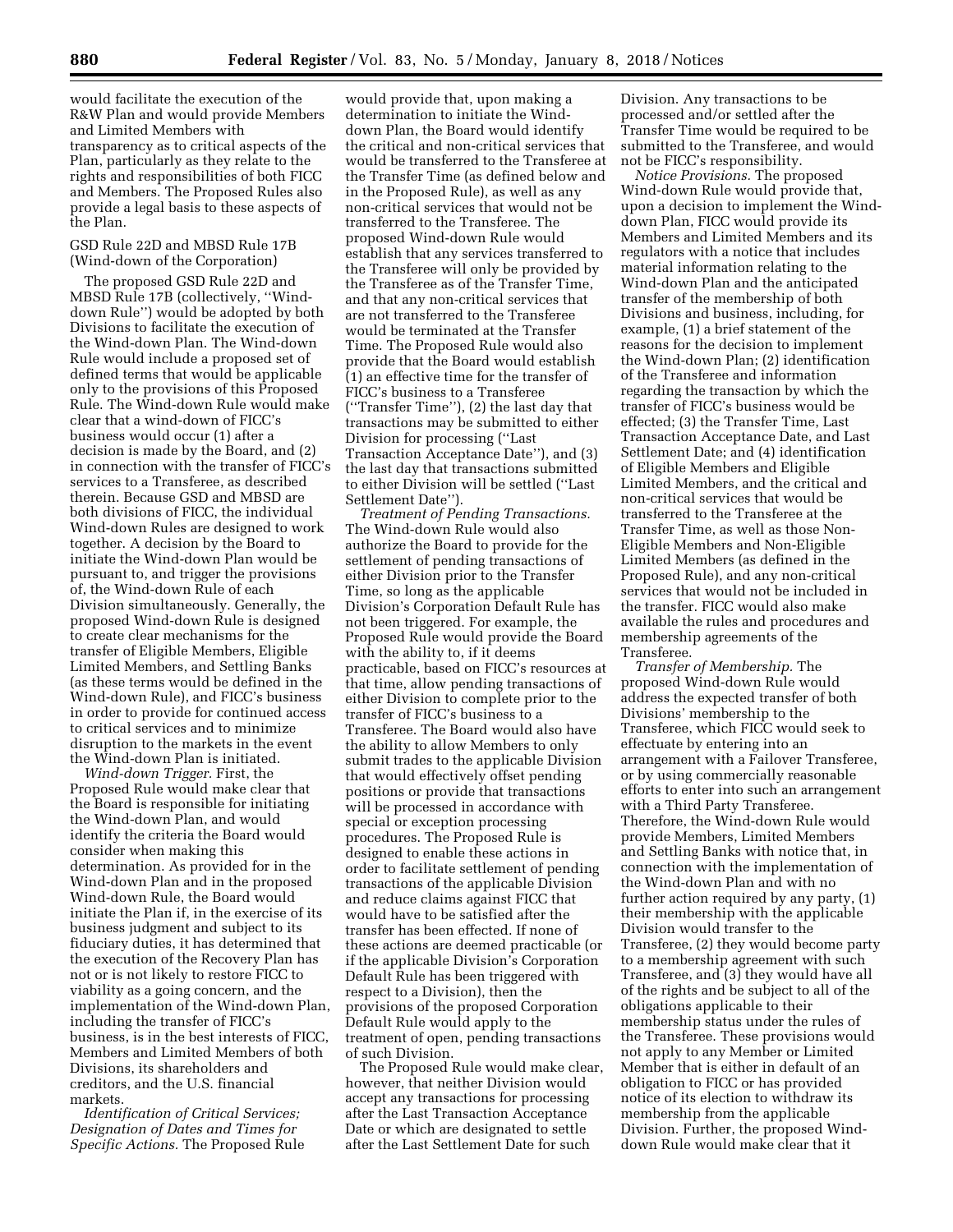would facilitate the execution of the R&W Plan and would provide Members and Limited Members with transparency as to critical aspects of the Plan, particularly as they relate to the rights and responsibilities of both FICC and Members. The Proposed Rules also provide a legal basis to these aspects of the Plan.

GSD Rule 22D and MBSD Rule 17B (Wind-down of the Corporation)

The proposed GSD Rule 22D and MBSD Rule 17B (collectively, ''Wind-down Rule'') would be adopted by both Divisions to facilitate the execution of the Wind-down Plan. The Wind-down Rule would include a proposed set of defined terms that would be applicable only to the provisions of this Proposed Rule. The Wind-down Rule would make clear that a wind-down of FICC's business would occur (1) after a decision is made by the Board, and (2) in connection with the transfer of FICC's services to a Transferee, as described therein. Because GSD and MBSD are both divisions of FICC, the individual Wind-down Rules are designed to work together. A decision by the Board to initiate the Wind-down Plan would be pursuant to, and trigger the provisions of, the Wind-down Rule of each Division simultaneously. Generally, the proposed Wind-down Rule is designed to create clear mechanisms for the transfer of Eligible Members, Eligible Limited Members, and Settling Banks (as these terms would be defined in the Wind-down Rule), and FICC's business in order to provide for continued access to critical services and to minimize disruption to the markets in the event the Wind-down Plan is initiated.

*Wind-down Trigger.* First, the Proposed Rule would make clear that the Board is responsible for initiating the Wind-down Plan, and would identify the criteria the Board would consider when making this determination. As provided for in the Wind-down Plan and in the proposed Wind-down Rule, the Board would initiate the Plan if, in the exercise of its business judgment and subject to its fiduciary duties, it has determined that the execution of the Recovery Plan has not or is not likely to restore FICC to viability as a going concern, and the implementation of the Wind-down Plan, including the transfer of FICC's business, is in the best interests of FICC, Members and Limited Members of both Divisions, its shareholders and creditors, and the U.S. financial markets.

*Identification of Critical Services; Designation of Dates and Times for Specific Actions.* The Proposed Rule would provide that, upon making a determination to initiate the Wind-down Plan, the Board would identify the critical and non-critical services that would be transferred to the Transferee at the Transfer Time (as defined below and in the Proposed Rule), as well as any non-critical services that would not be transferred to the Transferee. The proposed Wind-down Rule would establish that any services transferred to the Transferee will only be provided by the Transferee as of the Transfer Time, and that any non-critical services that are not transferred to the Transferee would be terminated at the Transfer Time. The Proposed Rule would also provide that the Board would establish (1) an effective time for the transfer of FICC's business to a Transferee (''Transfer Time''), (2) the last day that transactions may be submitted to either Division for processing (''Last Transaction Acceptance Date''), and (3) the last day that transactions submitted to either Division will be settled (''Last Settlement Date'').

*Treatment of Pending Transactions.* The Wind-down Rule would also authorize the Board to provide for the settlement of pending transactions of either Division prior to the Transfer Time, so long as the applicable Division's Corporation Default Rule has not been triggered. For example, the Proposed Rule would provide the Board with the ability to, if it deems practicable, based on FICC's resources at that time, allow pending transactions of either Division to complete prior to the transfer of FICC's business to a Transferee. The Board would also have the ability to allow Members to only submit trades to the applicable Division that would effectively offset pending positions or provide that transactions will be processed in accordance with special or exception processing procedures. The Proposed Rule is designed to enable these actions in order to facilitate settlement of pending transactions of the applicable Division and reduce claims against FICC that would have to be satisfied after the transfer has been effected. If none of these actions are deemed practicable (or if the applicable Division's Corporation Default Rule has been triggered with respect to a Division), then the provisions of the proposed Corporation Default Rule would apply to the treatment of open, pending transactions of such Division.

The Proposed Rule would make clear, however, that neither Division would accept any transactions for processing after the Last Transaction Acceptance Date or which are designated to settle after the Last Settlement Date for such Division. Any transactions to be processed and/or settled after the Transfer Time would be required to be submitted to the Transferee, and would not be FICC's responsibility.

*Notice Provisions.* The proposed Wind-down Rule would provide that, upon a decision to implement the Wind-down Plan, FICC would provide its Members and Limited Members and its regulators with a notice that includes material information relating to the Wind-down Plan and the anticipated transfer of the membership of both Divisions and business, including, for example, (1) a brief statement of the reasons for the decision to implement the Wind-down Plan; (2) identification of the Transferee and information regarding the transaction by which the transfer of FICC's business would be effected; (3) the Transfer Time, Last Transaction Acceptance Date, and Last Settlement Date; and (4) identification of Eligible Members and Eligible Limited Members, and the critical and non-critical services that would be transferred to the Transferee at the Transfer Time, as well as those Non-Eligible Members and Non-Eligible Limited Members (as defined in the Proposed Rule), and any non-critical services that would not be included in the transfer. FICC would also make available the rules and procedures and membership agreements of the Transferee.

*Transfer of Membership.* The proposed Wind-down Rule would address the expected transfer of both Divisions' membership to the Transferee, which FICC would seek to effectuate by entering into an arrangement with a Failover Transferee, or by using commercially reasonable efforts to enter into such an arrangement with a Third Party Transferee. Therefore, the Wind-down Rule would provide Members, Limited Members and Settling Banks with notice that, in connection with the implementation of the Wind-down Plan and with no further action required by any party, (1) their membership with the applicable Division would transfer to the Transferee, (2) they would become party to a membership agreement with such Transferee, and (3) they would have all of the rights and be subject to all of the obligations applicable to their membership status under the rules of the Transferee. These provisions would not apply to any Member or Limited Member that is either in default of an obligation to FICC or has provided notice of its election to withdraw its membership from the applicable Division. Further, the proposed Wind-down Rule would make clear that it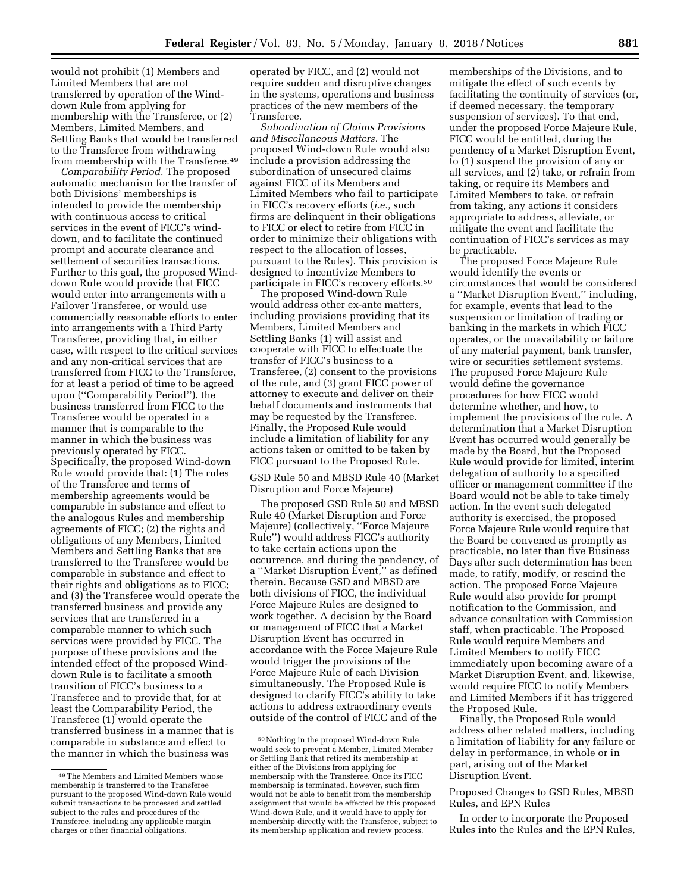would not prohibit (1) Members and Limited Members that are not transferred by operation of the Wind-down Rule from applying for membership with the Transferee, or (2) Members, Limited Members, and Settling Banks that would be transferred to the Transferee from withdrawing from membership with the Transferee.[49]

*Comparability Period.* The proposed automatic mechanism for the transfer of both Divisions' memberships is intended to provide the membership with continuous access to critical services in the event of FICC's wind-down, and to facilitate the continued prompt and accurate clearance and settlement of securities transactions. Further to this goal, the proposed Wind-down Rule would provide that FICC would enter into arrangements with a Failover Transferee, or would use commercially reasonable efforts to enter into arrangements with a Third Party Transferee, providing that, in either case, with respect to the critical services and any non-critical services that are transferred from FICC to the Transferee, for at least a period of time to be agreed upon ("Comparability Period"), the business transferred from FICC to the Transferee would be operated in a manner that is comparable to the manner in which the business was previously operated by FICC. Specifically, the proposed Wind-down Rule would provide that: (1) The rules of the Transferee and terms of membership agreements would be comparable in substance and effect to the analogous Rules and membership agreements of FICC; (2) the rights and obligations of any Members, Limited Members and Settling Banks that are transferred to the Transferee would be comparable in substance and effect to their rights and obligations as to FICC; and (3) the Transferee would operate the transferred business and provide any services that are transferred in a comparable manner to which such services were provided by FICC. The purpose of these provisions and the intended effect of the proposed Wind-down Rule is to facilitate a smooth transition of FICC's business to a Transferee and to provide that, for at least the Comparability Period, the Transferee (1) would operate the transferred business in a manner that is comparable in substance and effect to the manner in which the business was operated by FICC, and (2) would not require sudden and disruptive changes in the systems, operations and business practices of the new members of the Transferee.

*Subordination of Claims Provisions and Miscellaneous Matters.* The proposed Wind-down Rule would also include a provision addressing the subordination of unsecured claims against FICC of its Members and Limited Members who fail to participate in FICC's recovery efforts (*i.e.,* such firms are delinquent in their obligations to FICC or elect to retire from FICC in order to minimize their obligations with respect to the allocation of losses, pursuant to the Rules). This provision is designed to incentivize Members to participate in FICC's recovery efforts.[50]

The proposed Wind-down Rule would address other ex-ante matters, including provisions providing that its Members, Limited Members and Settling Banks (1) will assist and cooperate with FICC to effectuate the transfer of FICC's business to a Transferee, (2) consent to the provisions of the rule, and (3) grant FICC power of attorney to execute and deliver on their behalf documents and instruments that may be requested by the Transferee. Finally, the Proposed Rule would include a limitation of liability for any actions taken or omitted to be taken by FICC pursuant to the Proposed Rule.

GSD Rule 50 and MBSD Rule 40 (Market Disruption and Force Majeure)

The proposed GSD Rule 50 and MBSD Rule 40 (Market Disruption and Force Majeure) (collectively, "Force Majeure Rule") would address FICC's authority to take certain actions upon the occurrence, and during the pendency, of a "Market Disruption Event," as defined therein. Because GSD and MBSD are both divisions of FICC, the individual Force Majeure Rules are designed to work together. A decision by the Board or management of FICC that a Market Disruption Event has occurred in accordance with the Force Majeure Rule would trigger the provisions of the Force Majeure Rule of each Division simultaneously. The Proposed Rule is designed to clarify FICC's ability to take actions to address extraordinary events outside of the control of FICC and of the memberships of the Divisions, and to mitigate the effect of such events by facilitating the continuity of services (or, if deemed necessary, the temporary suspension of services). To that end, under the proposed Force Majeure Rule, FICC would be entitled, during the pendency of a Market Disruption Event, to (1) suspend the provision of any or all services, and (2) take, or refrain from taking, or require its Members and Limited Members to take, or refrain from taking, any actions it considers appropriate to address, alleviate, or mitigate the event and facilitate the continuation of FICC's services as may be practicable.

The proposed Force Majeure Rule would identify the events or circumstances that would be considered a "Market Disruption Event," including, for example, events that lead to the suspension or limitation of trading or banking in the markets in which FICC operates, or the unavailability or failure of any material payment, bank transfer, wire or securities settlement systems. The proposed Force Majeure Rule would define the governance procedures for how FICC would determine whether, and how, to implement the provisions of the rule. A determination that a Market Disruption Event has occurred would generally be made by the Board, but the Proposed Rule would provide for limited, interim delegation of authority to a specified officer or management committee if the Board would not be able to take timely action. In the event such delegated authority is exercised, the proposed Force Majeure Rule would require that the Board be convened as promptly as practicable, no later than five Business Days after such determination has been made, to ratify, modify, or rescind the action. The proposed Force Majeure Rule would also provide for prompt notification to the Commission, and advance consultation with Commission staff, when practicable. The Proposed Rule would require Members and Limited Members to notify FICC immediately upon becoming aware of a Market Disruption Event, and, likewise, would require FICC to notify Members and Limited Members if it has triggered the Proposed Rule.

Finally, the Proposed Rule would address other related matters, including a limitation of liability for any failure or delay in performance, in whole or in part, arising out of the Market Disruption Event.

Proposed Changes to GSD Rules, MBSD Rules, and EPN Rules

In order to incorporate the Proposed Rules into the Rules and the EPN Rules,

---

[49] The Members and Limited Members whose membership is transferred to the Transferee pursuant to the proposed Wind-down Rule would submit transactions to be processed and settled subject to the rules and procedures of the Transferee, including any applicable margin charges or other financial obligations.

[50] Nothing in the proposed Wind-down Rule would seek to prevent a Member, Limited Member or Settling Bank that retired its membership at either of the Divisions from applying for membership with the Transferee. Once its FICC membership is terminated, however, such firm would not be able to benefit from the membership assignment that would be effected by this proposed Wind-down Rule, and it would have to apply for membership directly with the Transferee, subject to its membership application and review process.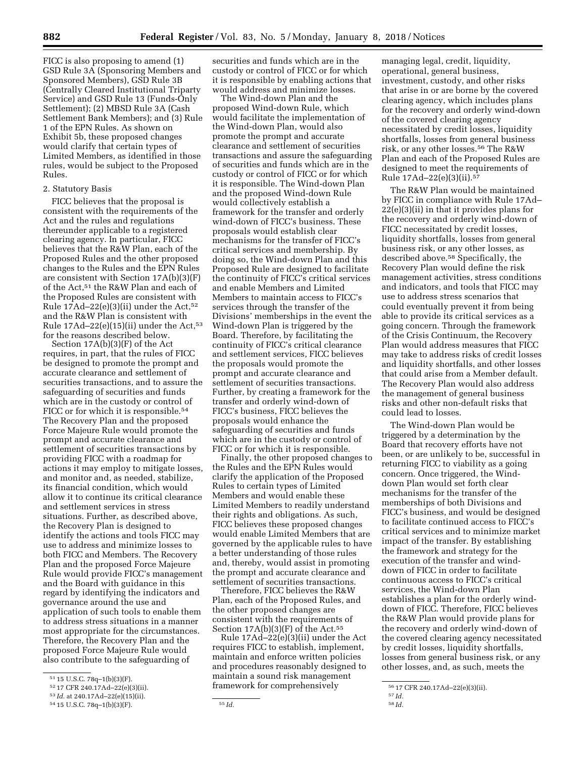FICC is also proposing to amend (1) GSD Rule 3A (Sponsoring Members and Sponsored Members), GSD Rule 3B (Centrally Cleared Institutional Triparty Service) and GSD Rule 13 (Funds-Only Settlement); (2) MBSD Rule 3A (Cash Settlement Bank Members); and (3) Rule 1 of the EPN Rules. As shown on Exhibit 5b, these proposed changes would clarify that certain types of Limited Members, as identified in those rules, would be subject to the Proposed Rules.

2. Statutory Basis

FICC believes that the proposal is consistent with the requirements of the Act and the rules and regulations thereunder applicable to a registered clearing agency. In particular, FICC believes that the R&W Plan, each of the Proposed Rules and the other proposed changes to the Rules and the EPN Rules are consistent with Section 17A(b)(3)(F) of the Act,[51] the R&W Plan and each of the Proposed Rules are consistent with Rule 17Ad–22(e)(3)(ii) under the Act,[52] and the R&W Plan is consistent with Rule 17Ad–22(e)(15)(ii) under the Act,[53] for the reasons described below.

Section 17A(b)(3)(F) of the Act requires, in part, that the rules of FICC be designed to promote the prompt and accurate clearance and settlement of securities transactions, and to assure the safeguarding of securities and funds which are in the custody or control of FICC or for which it is responsible.[54] The Recovery Plan and the proposed Force Majeure Rule would promote the prompt and accurate clearance and settlement of securities transactions by providing FICC with a roadmap for actions it may employ to mitigate losses, and monitor and, as needed, stabilize, its financial condition, which would allow it to continue its critical clearance and settlement services in stress situations. Further, as described above, the Recovery Plan is designed to identify the actions and tools FICC may use to address and minimize losses to both FICC and Members. The Recovery Plan and the proposed Force Majeure Rule would provide FICC's management and the Board with guidance in this regard by identifying the indicators and governance around the use and application of such tools to enable them to address stress situations in a manner most appropriate for the circumstances. Therefore, the Recovery Plan and the proposed Force Majeure Rule would also contribute to the safeguarding of securities and funds which are in the custody or control of FICC or for which it is responsible by enabling actions that would address and minimize losses.

The Wind-down Plan and the proposed Wind-down Rule, which would facilitate the implementation of the Wind-down Plan, would also promote the prompt and accurate clearance and settlement of securities transactions and assure the safeguarding of securities and funds which are in the custody or control of FICC or for which it is responsible. The Wind-down Plan and the proposed Wind-down Rule would collectively establish a framework for the transfer and orderly wind-down of FICC's business. These proposals would establish clear mechanisms for the transfer of FICC's critical services and membership. By doing so, the Wind-down Plan and this Proposed Rule are designed to facilitate the continuity of FICC's critical services and enable Members and Limited Members to maintain access to FICC's services through the transfer of the Divisions' memberships in the event the Wind-down Plan is triggered by the Board. Therefore, by facilitating the continuity of FICC's critical clearance and settlement services, FICC believes the proposals would promote the prompt and accurate clearance and settlement of securities transactions. Further, by creating a framework for the transfer and orderly wind-down of FICC's business, FICC believes the proposals would enhance the safeguarding of securities and funds which are in the custody or control of FICC or for which it is responsible.

Finally, the other proposed changes to the Rules and the EPN Rules would clarify the application of the Proposed Rules to certain types of Limited Members and would enable these Limited Members to readily understand their rights and obligations. As such, FICC believes these proposed changes would enable Limited Members that are governed by the applicable rules to have a better understanding of those rules and, thereby, would assist in promoting the prompt and accurate clearance and settlement of securities transactions.

Therefore, FICC believes the R&W Plan, each of the Proposed Rules, and the other proposed changes are consistent with the requirements of Section 17A(b)(3)(F) of the Act.[55]

Rule 17Ad–22(e)(3)(ii) under the Act requires FICC to establish, implement, maintain and enforce written policies and procedures reasonably designed to maintain a sound risk management framework for comprehensively managing legal, credit, liquidity, operational, general business, investment, custody, and other risks that arise in or are borne by the covered clearing agency, which includes plans for the recovery and orderly wind-down of the covered clearing agency necessitated by credit losses, liquidity shortfalls, losses from general business risk, or any other losses.[56] The R&W Plan and each of the Proposed Rules are designed to meet the requirements of Rule 17Ad–22(e)(3)(ii).[57]

The R&W Plan would be maintained by FICC in compliance with Rule 17Ad–22(e)(3)(ii) in that it provides plans for the recovery and orderly wind-down of FICC necessitated by credit losses, liquidity shortfalls, losses from general business risk, or any other losses, as described above.[58] Specifically, the Recovery Plan would define the risk management activities, stress conditions and indicators, and tools that FICC may use to address stress scenarios that could eventually prevent it from being able to provide its critical services as a going concern. Through the framework of the Crisis Continuum, the Recovery Plan would address measures that FICC may take to address risks of credit losses and liquidity shortfalls, and other losses that could arise from a Member default. The Recovery Plan would also address the management of general business risks and other non-default risks that could lead to losses.

The Wind-down Plan would be triggered by a determination by the Board that recovery efforts have not been, or are unlikely to be, successful in returning FICC to viability as a going concern. Once triggered, the Wind-down Plan would set forth clear mechanisms for the transfer of the memberships of both Divisions and FICC's business, and would be designed to facilitate continued access to FICC's critical services and to minimize market impact of the transfer. By establishing the framework and strategy for the execution of the transfer and wind-down of FICC in order to facilitate continuous access to FICC's critical services, the Wind-down Plan establishes a plan for the orderly wind-down of FICC. Therefore, FICC believes the R&W Plan would provide plans for the recovery and orderly wind-down of the covered clearing agency necessitated by credit losses, liquidity shortfalls, losses from general business risk, or any other losses, and, as such, meets the

[51] 15 U.S.C. 78q–1(b)(3)(F).

[52] 17 CFR 240.17Ad–22(e)(3)(ii).

[53] *Id.* at 240.17Ad–22(e)(15)(ii).

[54] 15 U.S.C. 78q–1(b)(3)(F).

[55] *Id.*

[56] 17 CFR 240.17Ad–22(e)(3)(ii).

[57] *Id.*

[58] *Id.*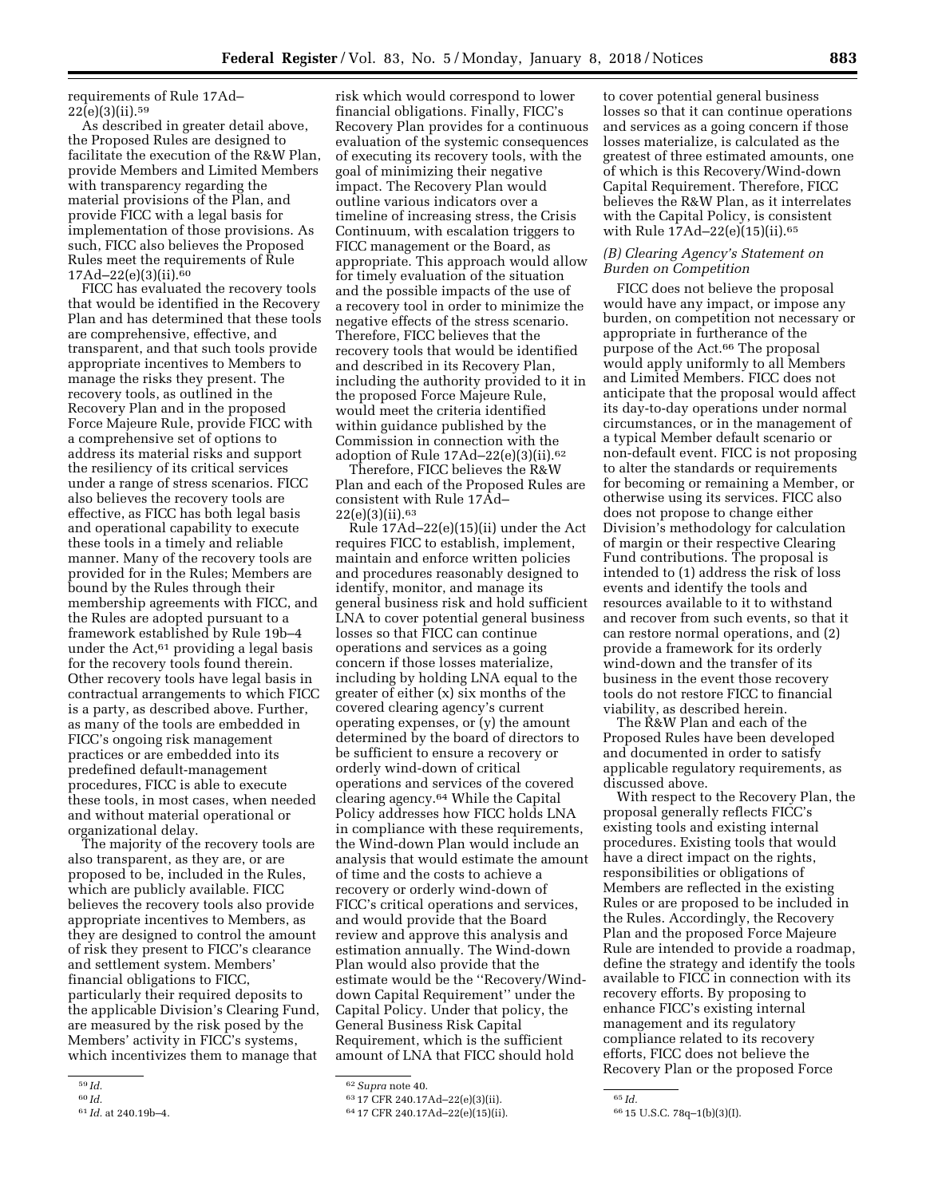requirements of Rule 17Ad–22(e)(3)(ii).[59]

As described in greater detail above, the Proposed Rules are designed to facilitate the execution of the R&W Plan, provide Members and Limited Members with transparency regarding the material provisions of the Plan, and provide FICC with a legal basis for implementation of those provisions. As such, FICC also believes the Proposed Rules meet the requirements of Rule 17Ad–22(e)(3)(ii).[60]

FICC has evaluated the recovery tools that would be identified in the Recovery Plan and has determined that these tools are comprehensive, effective, and transparent, and that such tools provide appropriate incentives to Members to manage the risks they present. The recovery tools, as outlined in the Recovery Plan and in the proposed Force Majeure Rule, provide FICC with a comprehensive set of options to address its material risks and support the resiliency of its critical services under a range of stress scenarios. FICC also believes the recovery tools are effective, as FICC has both legal basis and operational capability to execute these tools in a timely and reliable manner. Many of the recovery tools are provided for in the Rules; Members are bound by the Rules through their membership agreements with FICC, and the Rules are adopted pursuant to a framework established by Rule 19b–4 under the Act,[61] providing a legal basis for the recovery tools found therein. Other recovery tools have legal basis in contractual arrangements to which FICC is a party, as described above. Further, as many of the tools are embedded in FICC's ongoing risk management practices or are embedded into its predefined default-management procedures, FICC is able to execute these tools, in most cases, when needed and without material operational or organizational delay.

The majority of the recovery tools are also transparent, as they are, or are proposed to be, included in the Rules, which are publicly available. FICC believes the recovery tools also provide appropriate incentives to Members, as they are designed to control the amount of risk they present to FICC's clearance and settlement system. Members' financial obligations to FICC, particularly their required deposits to the applicable Division's Clearing Fund, are measured by the risk posed by the Members' activity in FICC's systems, which incentivizes them to manage that risk which would correspond to lower financial obligations. Finally, FICC's Recovery Plan provides for a continuous evaluation of the systemic consequences of executing its recovery tools, with the goal of minimizing their negative impact. The Recovery Plan would outline various indicators over a timeline of increasing stress, the Crisis Continuum, with escalation triggers to FICC management or the Board, as appropriate. This approach would allow for timely evaluation of the situation and the possible impacts of the use of a recovery tool in order to minimize the negative effects of the stress scenario. Therefore, FICC believes that the recovery tools that would be identified and described in its Recovery Plan, including the authority provided to it in the proposed Force Majeure Rule, would meet the criteria identified within guidance published by the Commission in connection with the adoption of Rule 17Ad–22(e)(3)(ii).[62]

Therefore, FICC believes the R&W Plan and each of the Proposed Rules are consistent with Rule 17Ad–22(e)(3)(ii).[63]

Rule 17Ad–22(e)(15)(ii) under the Act requires FICC to establish, implement, maintain and enforce written policies and procedures reasonably designed to identify, monitor, and manage its general business risk and hold sufficient LNA to cover potential general business losses so that FICC can continue operations and services as a going concern if those losses materialize, including by holding LNA equal to the greater of either (x) six months of the covered clearing agency's current operating expenses, or (y) the amount determined by the board of directors to be sufficient to ensure a recovery or orderly wind-down of critical operations and services of the covered clearing agency.[64] While the Capital Policy addresses how FICC holds LNA in compliance with these requirements, the Wind-down Plan would include an analysis that would estimate the amount of time and the costs to achieve a recovery or orderly wind-down of FICC's critical operations and services, and would provide that the Board review and approve this analysis and estimation annually. The Wind-down Plan would also provide that the estimate would be the ''Recovery/Wind-down Capital Requirement'' under the Capital Policy. Under that policy, the General Business Risk Capital Requirement, which is the sufficient amount of LNA that FICC should hold to cover potential general business losses so that it can continue operations and services as a going concern if those losses materialize, is calculated as the greatest of three estimated amounts, one of which is this Recovery/Wind-down Capital Requirement. Therefore, FICC believes the R&W Plan, as it interrelates with the Capital Policy, is consistent with Rule 17Ad–22(e)(15)(ii).[65]

### *(B) Clearing Agency's Statement on Burden on Competition*

FICC does not believe the proposal would have any impact, or impose any burden, on competition not necessary or appropriate in furtherance of the purpose of the Act.[66] The proposal would apply uniformly to all Members and Limited Members. FICC does not anticipate that the proposal would affect its day-to-day operations under normal circumstances, or in the management of a typical Member default scenario or non-default event. FICC is not proposing to alter the standards or requirements for becoming or remaining a Member, or otherwise using its services. FICC also does not propose to change either Division's methodology for calculation of margin or their respective Clearing Fund contributions. The proposal is intended to (1) address the risk of loss events and identify the tools and resources available to it to withstand and recover from such events, so that it can restore normal operations, and (2) provide a framework for its orderly wind-down and the transfer of its business in the event those recovery tools do not restore FICC to financial viability, as described herein.

The R&W Plan and each of the Proposed Rules have been developed and documented in order to satisfy applicable regulatory requirements, as discussed above.

With respect to the Recovery Plan, the proposal generally reflects FICC's existing tools and existing internal procedures. Existing tools that would have a direct impact on the rights, responsibilities or obligations of Members are reflected in the existing Rules or are proposed to be included in the Rules. Accordingly, the Recovery Plan and the proposed Force Majeure Rule are intended to provide a roadmap, define the strategy and identify the tools available to FICC in connection with its recovery efforts. By proposing to enhance FICC's existing internal management and its regulatory compliance related to its recovery efforts, FICC does not believe the Recovery Plan or the proposed Force

---

[59] *Id.*

[60] *Id.*

[61] *Id.* at 240.19b–4.

[62] *Supra* note 40.

[63] 17 CFR 240.17Ad–22(e)(3)(ii).

[64] 17 CFR 240.17Ad–22(e)(15)(ii).

[65] *Id.*

[66] 15 U.S.C. 78q–1(b)(3)(I).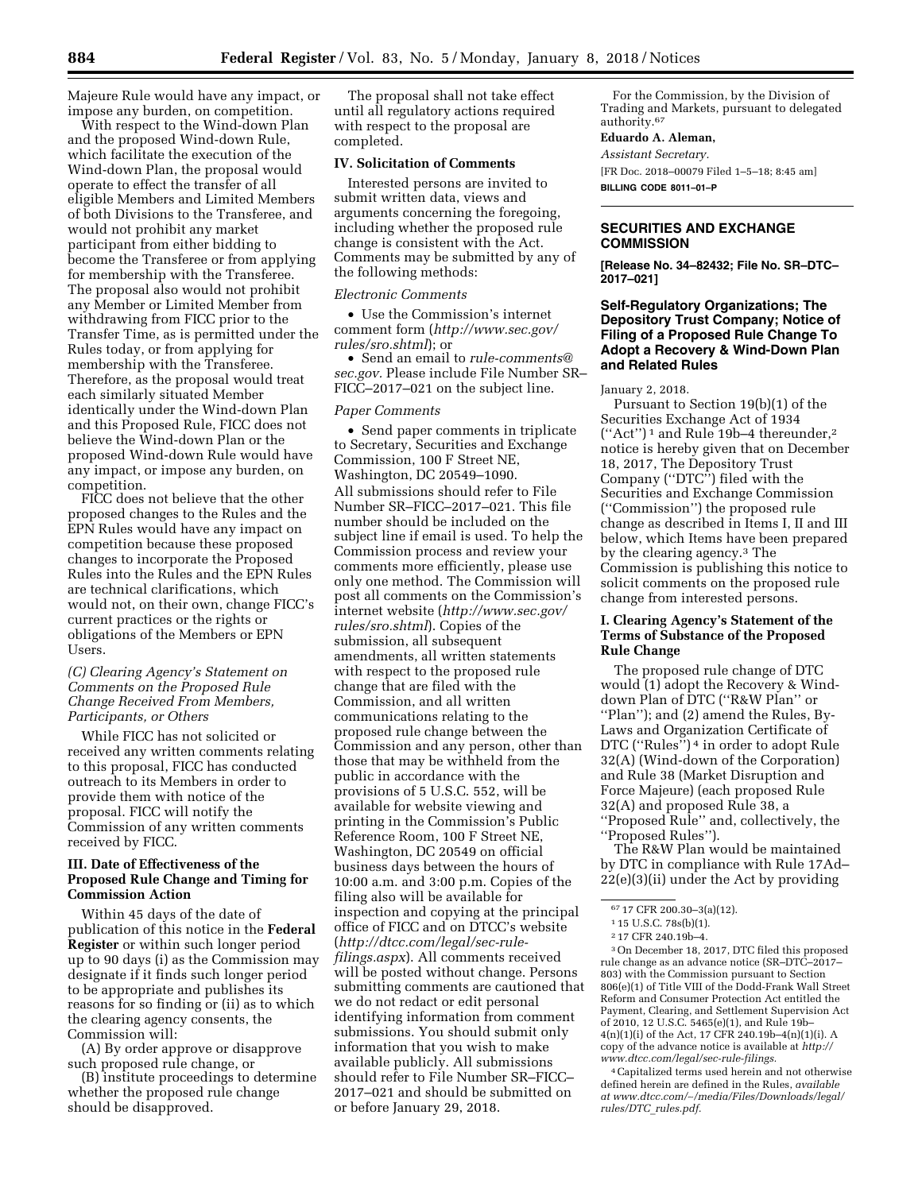Majeure Rule would have any impact, or impose any burden, on competition.

With respect to the Wind-down Plan and the proposed Wind-down Rule, which facilitate the execution of the Wind-down Plan, the proposal would operate to effect the transfer of all eligible Members and Limited Members of both Divisions to the Transferee, and would not prohibit any market participant from either bidding to become the Transferee or from applying for membership with the Transferee. The proposal also would not prohibit any Member or Limited Member from withdrawing from FICC prior to the Transfer Time, as is permitted under the Rules today, or from applying for membership with the Transferee. Therefore, as the proposal would treat each similarly situated Member identically under the Wind-down Plan and this Proposed Rule, FICC does not believe the Wind-down Plan or the proposed Wind-down Rule would have any impact, or impose any burden, on competition.

FICC does not believe that the other proposed changes to the Rules and the EPN Rules would have any impact on competition because these proposed changes to incorporate the Proposed Rules into the Rules and the EPN Rules are technical clarifications, which would not, on their own, change FICC's current practices or the rights or obligations of the Members or EPN Users.

*(C) Clearing Agency's Statement on Comments on the Proposed Rule Change Received From Members, Participants, or Others*

While FICC has not solicited or received any written comments relating to this proposal, FICC has conducted outreach to its Members in order to provide them with notice of the proposal. FICC will notify the Commission of any written comments received by FICC.

## III. Date of Effectiveness of the Proposed Rule Change and Timing for Commission Action

Within 45 days of the date of publication of this notice in the **Federal Register** or within such longer period up to 90 days (i) as the Commission may designate if it finds such longer period to be appropriate and publishes its reasons for so finding or (ii) as to which the clearing agency consents, the Commission will:

(A) By order approve or disapprove such proposed rule change, or

(B) institute proceedings to determine whether the proposed rule change should be disapproved.

The proposal shall not take effect until all regulatory actions required with respect to the proposal are completed.

## IV. Solicitation of Comments

Interested persons are invited to submit written data, views and arguments concerning the foregoing, including whether the proposed rule change is consistent with the Act. Comments may be submitted by any of the following methods:

*Electronic Comments*

- Use the Commission's internet comment form (*http://www.sec.gov/rules/sro.shtml*); or
- Send an email to *rule-comments@sec.gov.* Please include File Number SR–FICC–2017–021 on the subject line.

*Paper Comments*

- Send paper comments in triplicate to Secretary, Securities and Exchange Commission, 100 F Street NE, Washington, DC 20549–1090.

All submissions should refer to File Number SR–FICC–2017–021. This file number should be included on the subject line if email is used. To help the Commission process and review your comments more efficiently, please use only one method. The Commission will post all comments on the Commission's internet website (*http://www.sec.gov/rules/sro.shtml*). Copies of the submission, all subsequent amendments, all written statements with respect to the proposed rule change that are filed with the Commission, and all written communications relating to the proposed rule change between the Commission and any person, other than those that may be withheld from the public in accordance with the provisions of 5 U.S.C. 552, will be available for website viewing and printing in the Commission's Public Reference Room, 100 F Street NE, Washington, DC 20549 on official business days between the hours of 10:00 a.m. and 3:00 p.m. Copies of the filing also will be available for inspection and copying at the principal office of FICC and on DTCC's website (*http://dtcc.com/legal/sec-rule-filings.aspx*). All comments received will be posted without change. Persons submitting comments are cautioned that we do not redact or edit personal identifying information from comment submissions. You should submit only information that you wish to make available publicly. All submissions should refer to File Number SR–FICC–2017–021 and should be submitted on or before January 29, 2018.

For the Commission, by the Division of Trading and Markets, pursuant to delegated authority.[67]

**Eduardo A. Aleman,**

*Assistant Secretary.*

[FR Doc. 2018–00079 Filed 1–5–18; 8:45 am]

**BILLING CODE 8011–01–P**

---

# SECURITIES AND EXCHANGE COMMISSION

**[Release No. 34–82432; File No. SR–DTC–2017–021]**

## Self-Regulatory Organizations; The Depository Trust Company; Notice of Filing of a Proposed Rule Change To Adopt a Recovery & Wind-Down Plan and Related Rules

January 2, 2018.

Pursuant to Section 19(b)(1) of the Securities Exchange Act of 1934 ("Act")[1] and Rule 19b–4 thereunder,[2] notice is hereby given that on December 18, 2017, The Depository Trust Company ("DTC") filed with the Securities and Exchange Commission ("Commission") the proposed rule change as described in Items I, II and III below, which Items have been prepared by the clearing agency.[3] The Commission is publishing this notice to solicit comments on the proposed rule change from interested persons.

## I. Clearing Agency's Statement of the Terms of Substance of the Proposed Rule Change

The proposed rule change of DTC would (1) adopt the Recovery & Wind-down Plan of DTC ("R&W Plan" or "Plan"); and (2) amend the Rules, By-Laws and Organization Certificate of DTC ("Rules")[4] in order to adopt Rule 32(A) (Wind-down of the Corporation) and Rule 38 (Market Disruption and Force Majeure) (each proposed Rule 32(A) and proposed Rule 38, a "Proposed Rule" and, collectively, the "Proposed Rules").

The R&W Plan would be maintained by DTC in compliance with Rule 17Ad–22(e)(3)(ii) under the Act by providing

---

[67] 17 CFR 200.30–3(a)(12).

[1] 15 U.S.C. 78s(b)(1).

[2] 17 CFR 240.19b–4.

[3] On December 18, 2017, DTC filed this proposed rule change as an advance notice (SR–DTC–2017–803) with the Commission pursuant to Section 806(e)(1) of Title VIII of the Dodd-Frank Wall Street Reform and Consumer Protection Act entitled the Payment, Clearing, and Settlement Supervision Act of 2010, 12 U.S.C. 5465(e)(1), and Rule 19b–4(n)(1)(i) of the Act, 17 CFR 240.19b–4(n)(1)(i). A copy of the advance notice is available at *http://www.dtcc.com/legal/sec-rule-filings.*

[4] Capitalized terms used herein and not otherwise defined herein are defined in the Rules, *available at www.dtcc.com/~/media/Files/Downloads/legal/rules/DTC_rules.pdf.*